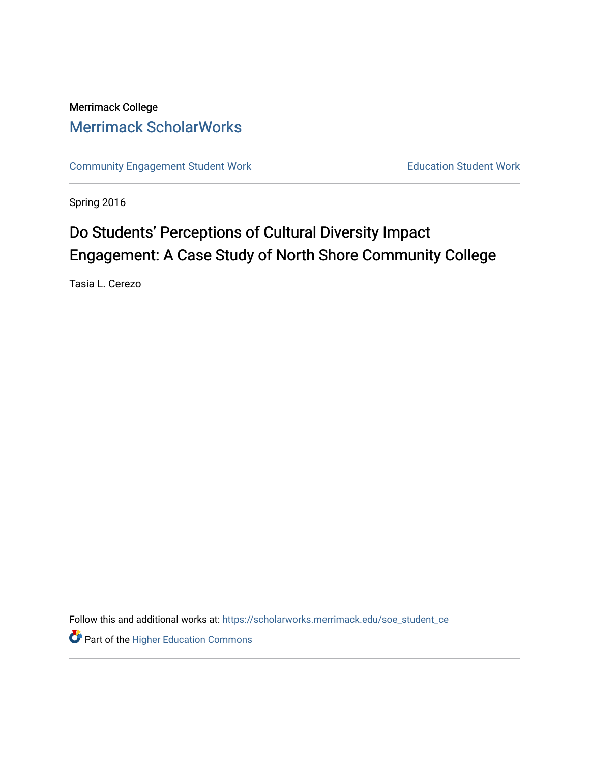Merrimack College

# Merrimack ScholarWorks

Community Engagement Student Work | Education Student Work

Spring 2016

## Do Students' Perceptions of Cultural Diversity Impact Engagement: A Case Study of North Shore Community College

Tasia L. Cerezo

Follow this and additional works at: https://scholarworks.merrimack.edu/soe_student_ce

Part of the Higher Education Commons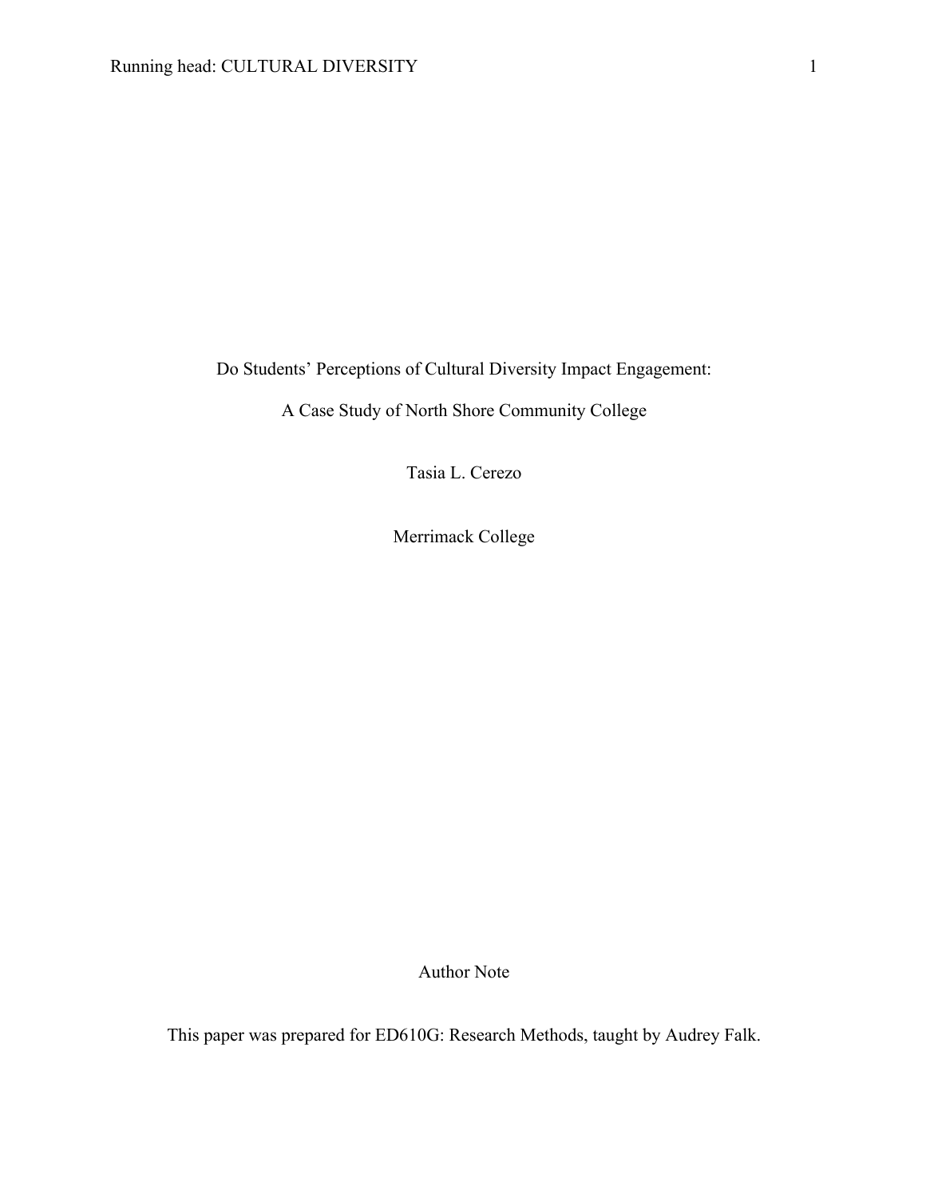# Do Students' Perceptions of Cultural Diversity Impact Engagement:

# A Case Study of North Shore Community College

Tasia L. Cerezo

Merrimack College

Author Note

This paper was prepared for ED610G: Research Methods, taught by Audrey Falk.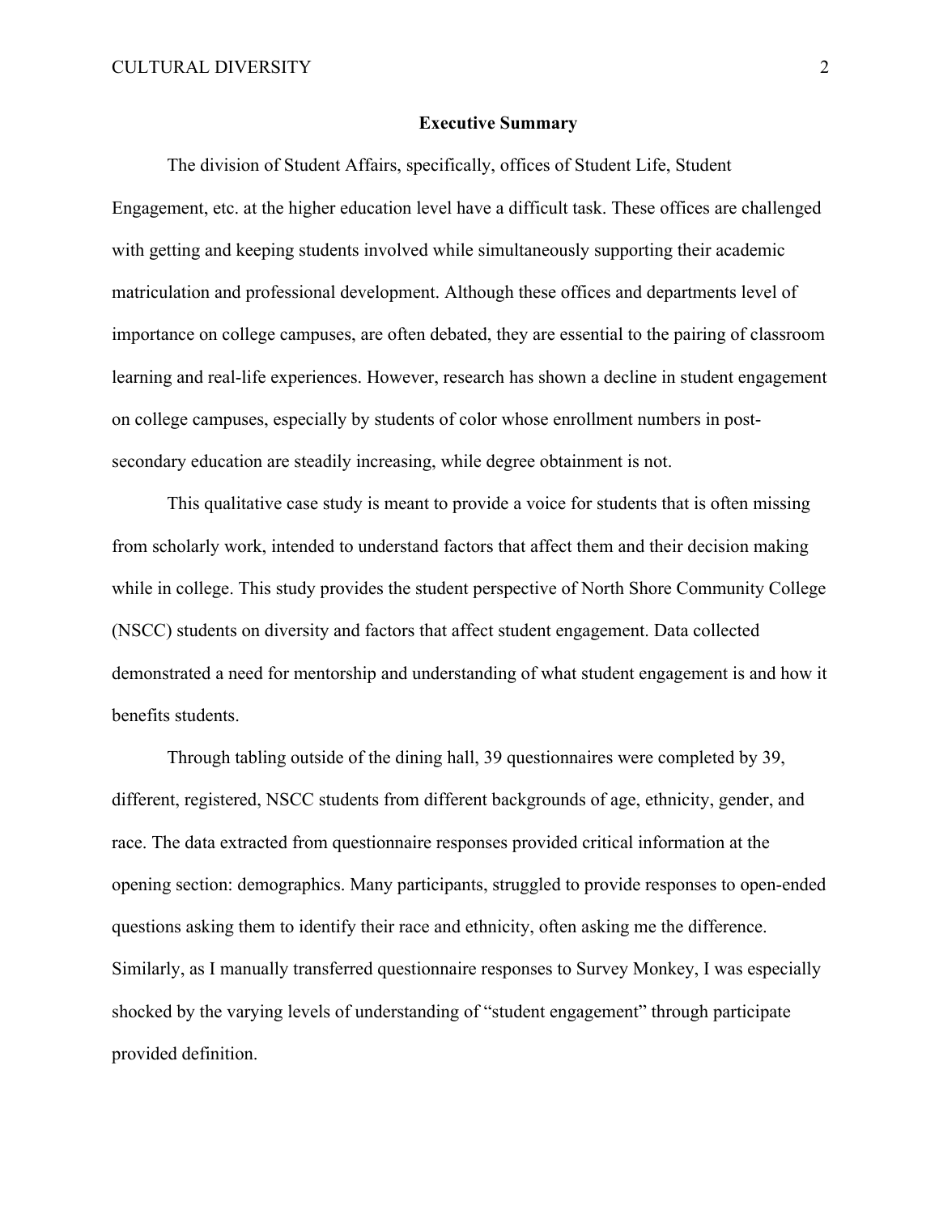**Executive Summary**

The division of Student Affairs, specifically, offices of Student Life, Student Engagement, etc. at the higher education level have a difficult task. These offices are challenged with getting and keeping students involved while simultaneously supporting their academic matriculation and professional development. Although these offices and departments level of importance on college campuses, are often debated, they are essential to the pairing of classroom learning and real-life experiences. However, research has shown a decline in student engagement on college campuses, especially by students of color whose enrollment numbers in post-secondary education are steadily increasing, while degree obtainment is not.

This qualitative case study is meant to provide a voice for students that is often missing from scholarly work, intended to understand factors that affect them and their decision making while in college. This study provides the student perspective of North Shore Community College (NSCC) students on diversity and factors that affect student engagement. Data collected demonstrated a need for mentorship and understanding of what student engagement is and how it benefits students.

Through tabling outside of the dining hall, 39 questionnaires were completed by 39, different, registered, NSCC students from different backgrounds of age, ethnicity, gender, and race. The data extracted from questionnaire responses provided critical information at the opening section: demographics. Many participants, struggled to provide responses to open-ended questions asking them to identify their race and ethnicity, often asking me the difference. Similarly, as I manually transferred questionnaire responses to Survey Monkey, I was especially shocked by the varying levels of understanding of "student engagement" through participate provided definition.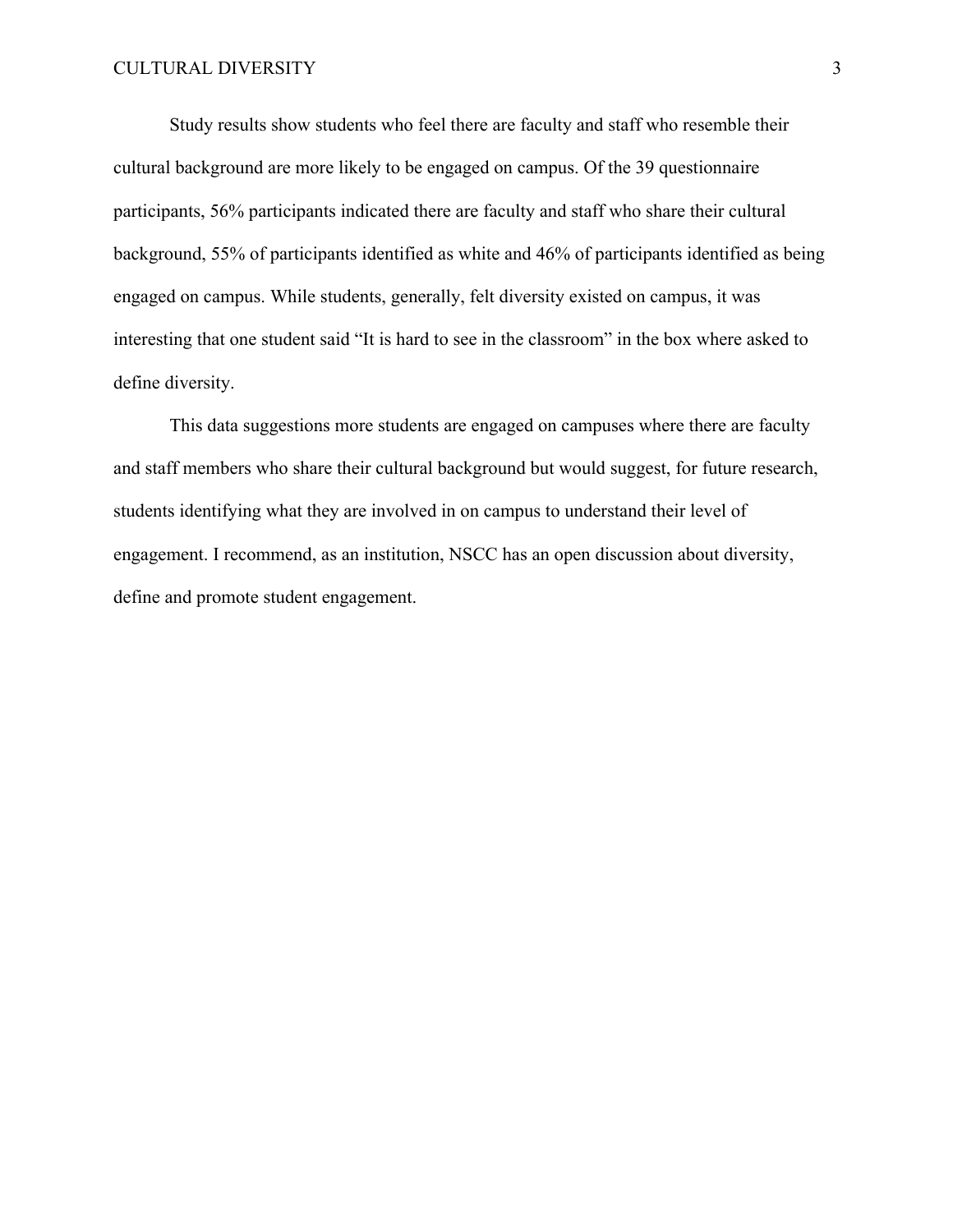Study results show students who feel there are faculty and staff who resemble their cultural background are more likely to be engaged on campus. Of the 39 questionnaire participants, 56% participants indicated there are faculty and staff who share their cultural background, 55% of participants identified as white and 46% of participants identified as being engaged on campus. While students, generally, felt diversity existed on campus, it was interesting that one student said “It is hard to see in the classroom” in the box where asked to define diversity.

This data suggestions more students are engaged on campuses where there are faculty and staff members who share their cultural background but would suggest, for future research, students identifying what they are involved in on campus to understand their level of engagement. I recommend, as an institution, NSCC has an open discussion about diversity, define and promote student engagement.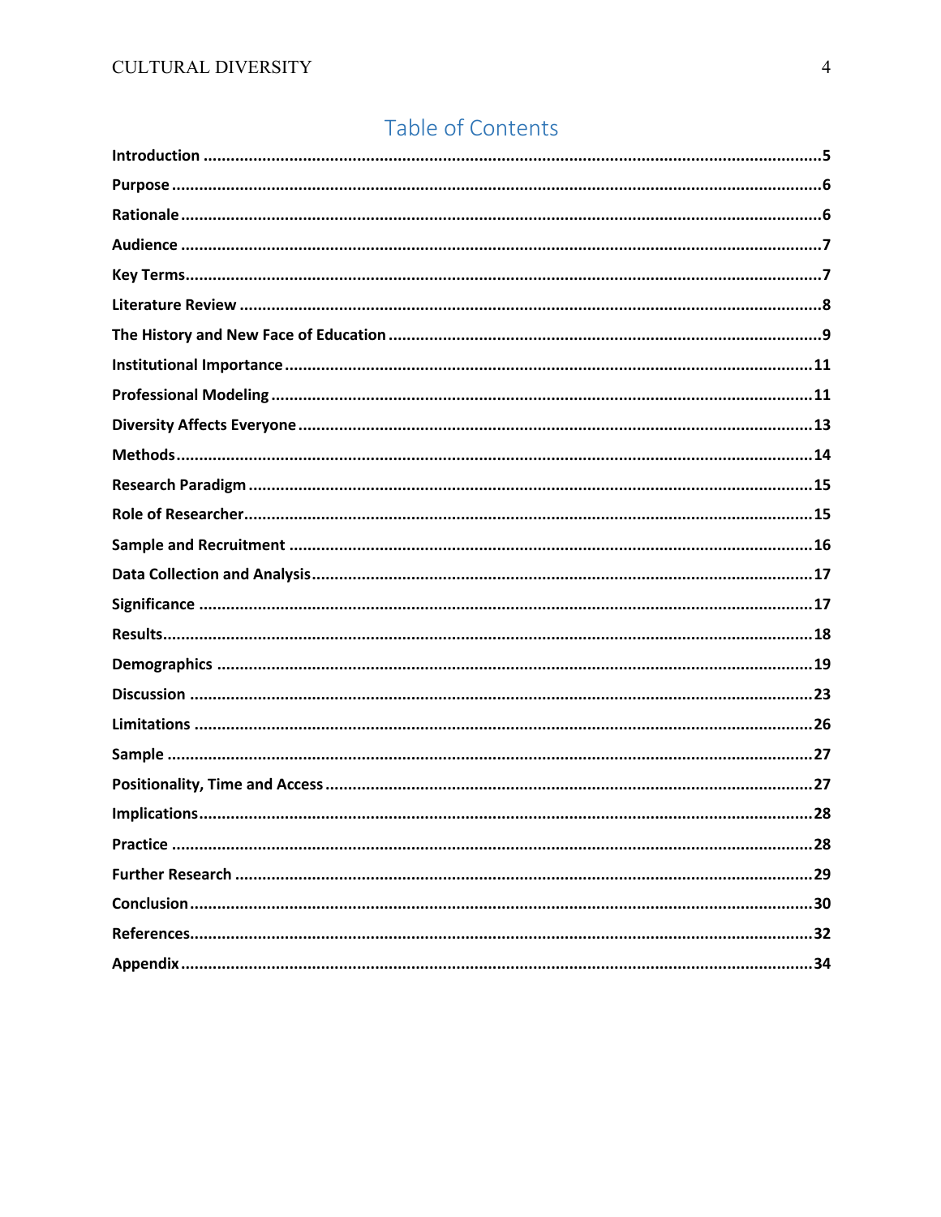# Table of Contents

**Introduction** .....5
**Purpose** .....6
**Rationale** .....6
**Audience** .....7
**Key Terms** .....7
**Literature Review** .....8
**The History and New Face of Education** .....9
**Institutional Importance** .....11
**Professional Modeling** .....11
**Diversity Affects Everyone** .....13
**Methods** .....14
**Research Paradigm** .....15
**Role of Researcher** .....15
**Sample and Recruitment** .....16
**Data Collection and Analysis** .....17
**Significance** .....17
**Results** .....18
**Demographics** .....19
**Discussion** .....23
**Limitations** .....26
**Sample** .....27
**Positionality, Time and Access** .....27
**Implications** .....28
**Practice** .....28
**Further Research** .....29
**Conclusion** .....30
**References** .....32
**Appendix** .....34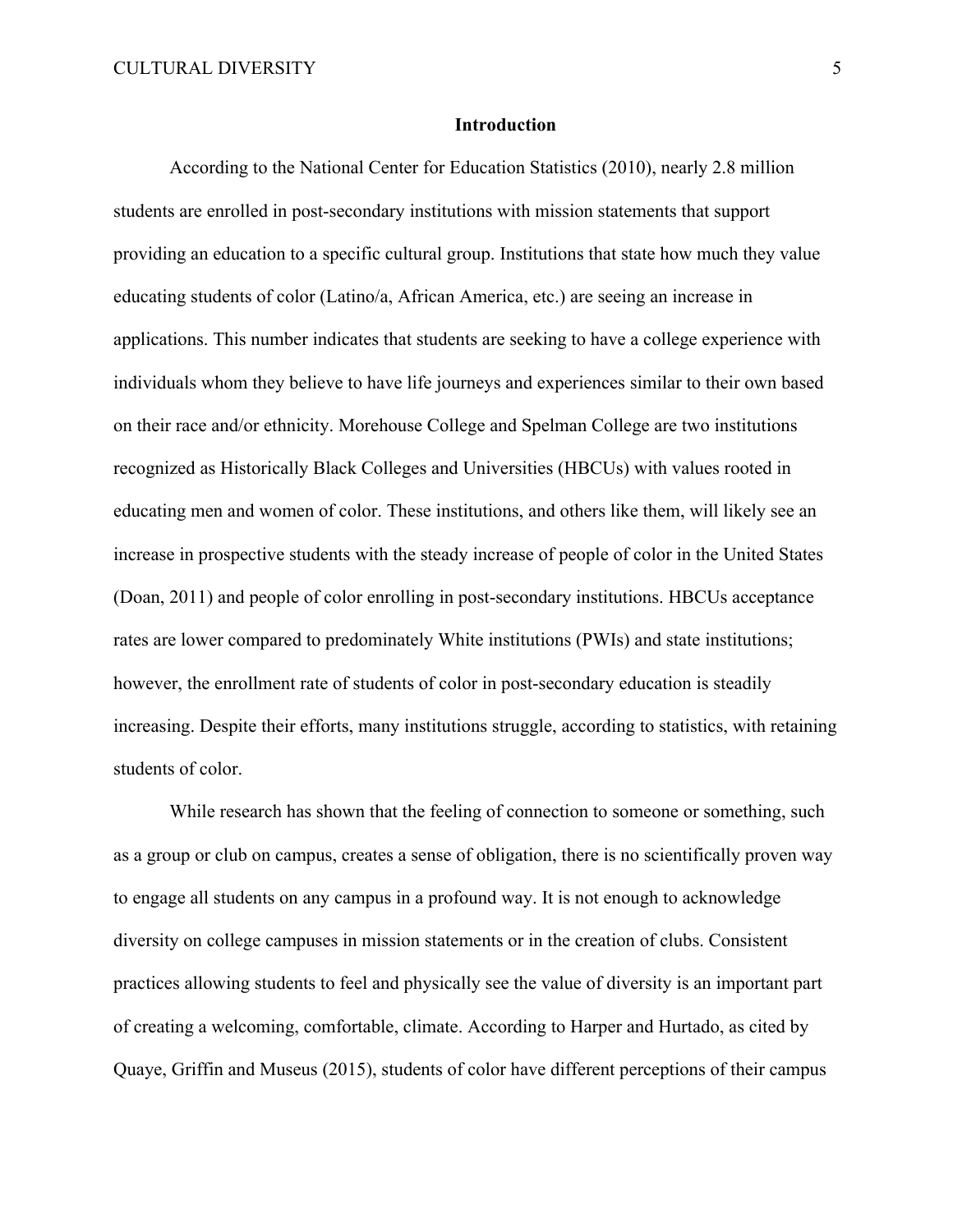## Introduction

According to the National Center for Education Statistics (2010), nearly 2.8 million students are enrolled in post-secondary institutions with mission statements that support providing an education to a specific cultural group. Institutions that state how much they value educating students of color (Latino/a, African America, etc.) are seeing an increase in applications. This number indicates that students are seeking to have a college experience with individuals whom they believe to have life journeys and experiences similar to their own based on their race and/or ethnicity. Morehouse College and Spelman College are two institutions recognized as Historically Black Colleges and Universities (HBCUs) with values rooted in educating men and women of color. These institutions, and others like them, will likely see an increase in prospective students with the steady increase of people of color in the United States (Doan, 2011) and people of color enrolling in post-secondary institutions. HBCUs acceptance rates are lower compared to predominately White institutions (PWIs) and state institutions; however, the enrollment rate of students of color in post-secondary education is steadily increasing. Despite their efforts, many institutions struggle, according to statistics, with retaining students of color.

While research has shown that the feeling of connection to someone or something, such as a group or club on campus, creates a sense of obligation, there is no scientifically proven way to engage all students on any campus in a profound way. It is not enough to acknowledge diversity on college campuses in mission statements or in the creation of clubs. Consistent practices allowing students to feel and physically see the value of diversity is an important part of creating a welcoming, comfortable, climate. According to Harper and Hurtado, as cited by Quaye, Griffin and Museus (2015), students of color have different perceptions of their campus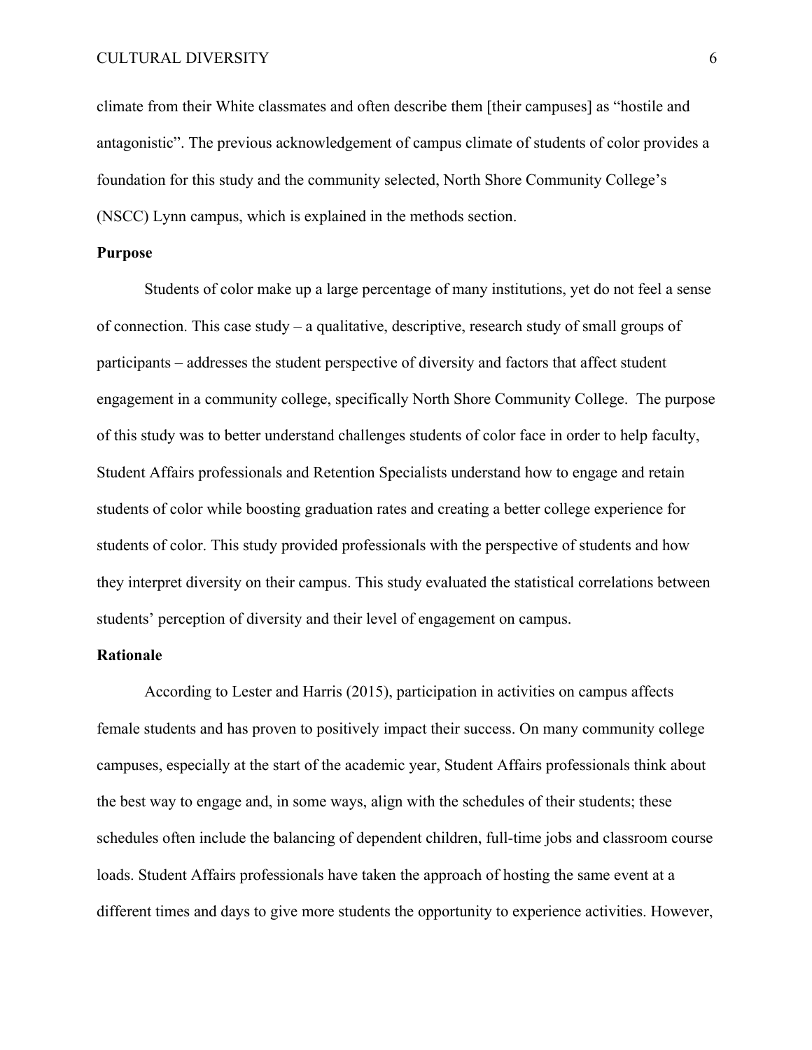climate from their White classmates and often describe them [their campuses] as "hostile and antagonistic". The previous acknowledgement of campus climate of students of color provides a foundation for this study and the community selected, North Shore Community College's (NSCC) Lynn campus, which is explained in the methods section.

## Purpose

Students of color make up a large percentage of many institutions, yet do not feel a sense of connection. This case study – a qualitative, descriptive, research study of small groups of participants – addresses the student perspective of diversity and factors that affect student engagement in a community college, specifically North Shore Community College. The purpose of this study was to better understand challenges students of color face in order to help faculty, Student Affairs professionals and Retention Specialists understand how to engage and retain students of color while boosting graduation rates and creating a better college experience for students of color. This study provided professionals with the perspective of students and how they interpret diversity on their campus. This study evaluated the statistical correlations between students' perception of diversity and their level of engagement on campus.

## Rationale

According to Lester and Harris (2015), participation in activities on campus affects female students and has proven to positively impact their success. On many community college campuses, especially at the start of the academic year, Student Affairs professionals think about the best way to engage and, in some ways, align with the schedules of their students; these schedules often include the balancing of dependent children, full-time jobs and classroom course loads. Student Affairs professionals have taken the approach of hosting the same event at a different times and days to give more students the opportunity to experience activities. However,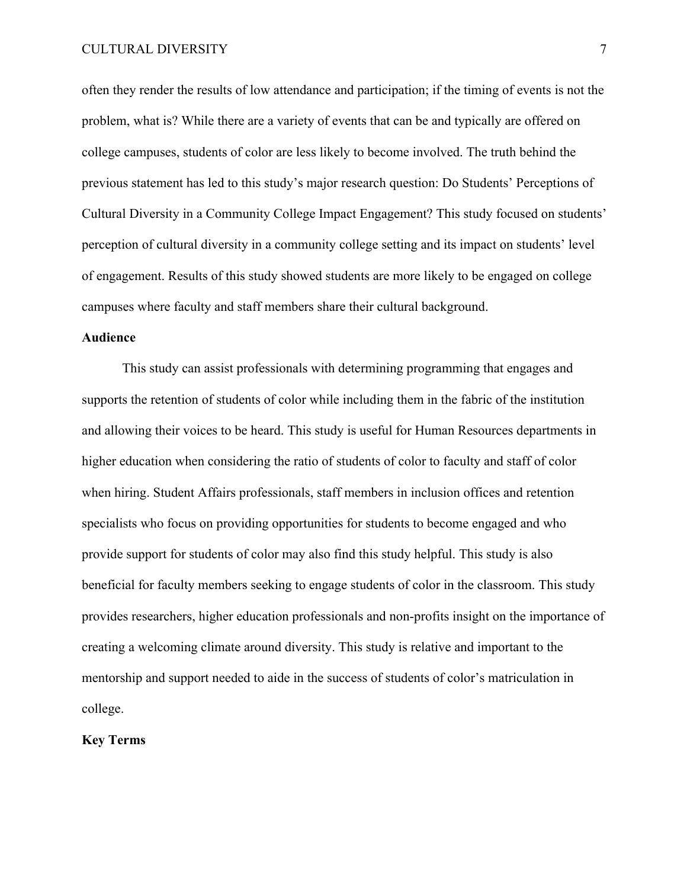often they render the results of low attendance and participation; if the timing of events is not the problem, what is? While there are a variety of events that can be and typically are offered on college campuses, students of color are less likely to become involved. The truth behind the previous statement has led to this study's major research question: Do Students' Perceptions of Cultural Diversity in a Community College Impact Engagement? This study focused on students' perception of cultural diversity in a community college setting and its impact on students' level of engagement. Results of this study showed students are more likely to be engaged on college campuses where faculty and staff members share their cultural background.

**Audience**

This study can assist professionals with determining programming that engages and supports the retention of students of color while including them in the fabric of the institution and allowing their voices to be heard. This study is useful for Human Resources departments in higher education when considering the ratio of students of color to faculty and staff of color when hiring. Student Affairs professionals, staff members in inclusion offices and retention specialists who focus on providing opportunities for students to become engaged and who provide support for students of color may also find this study helpful. This study is also beneficial for faculty members seeking to engage students of color in the classroom. This study provides researchers, higher education professionals and non-profits insight on the importance of creating a welcoming climate around diversity. This study is relative and important to the mentorship and support needed to aide in the success of students of color's matriculation in college.

**Key Terms**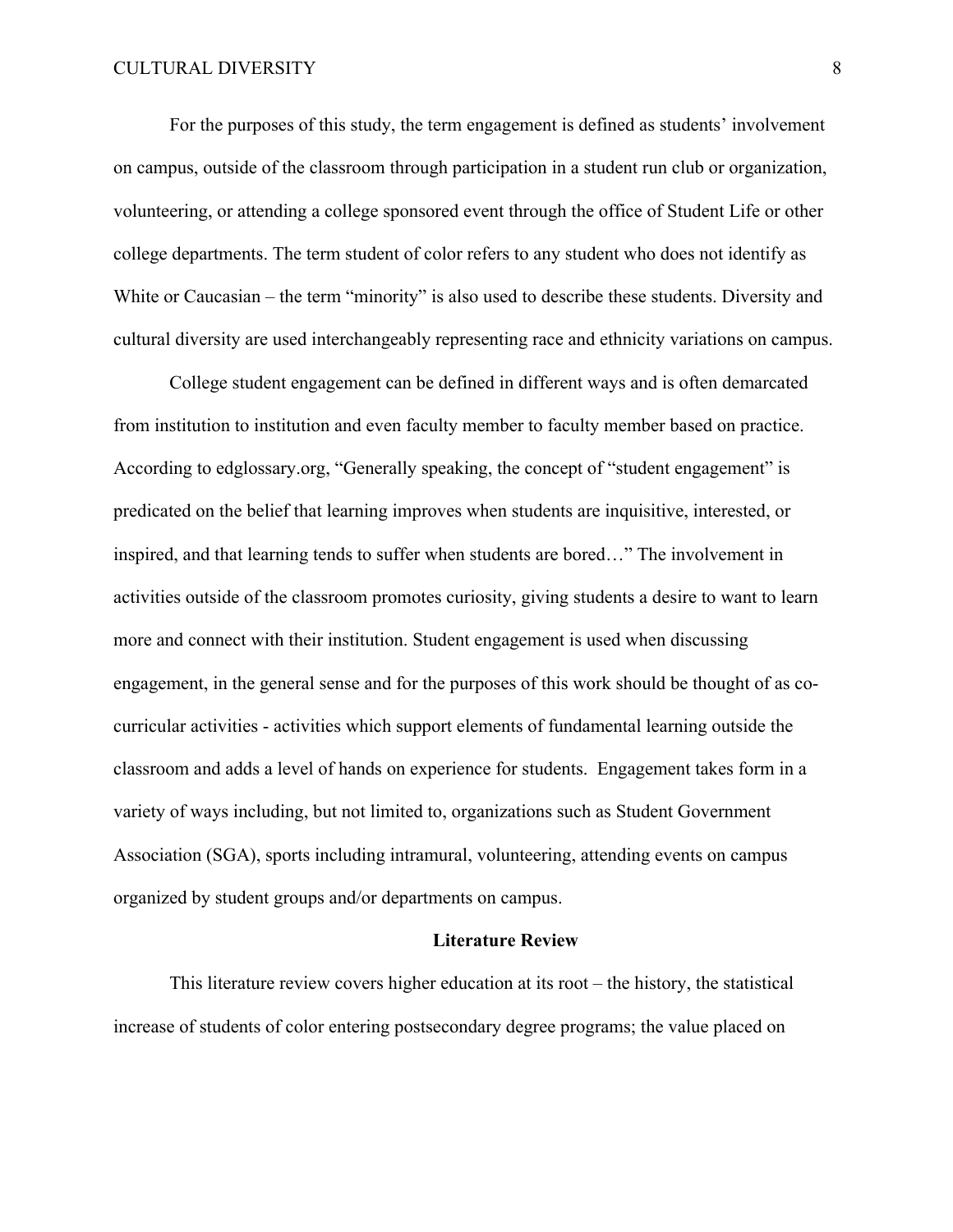For the purposes of this study, the term engagement is defined as students' involvement on campus, outside of the classroom through participation in a student run club or organization, volunteering, or attending a college sponsored event through the office of Student Life or other college departments. The term student of color refers to any student who does not identify as White or Caucasian – the term "minority" is also used to describe these students. Diversity and cultural diversity are used interchangeably representing race and ethnicity variations on campus.

College student engagement can be defined in different ways and is often demarcated from institution to institution and even faculty member to faculty member based on practice. According to edglossary.org, "Generally speaking, the concept of "student engagement" is predicated on the belief that learning improves when students are inquisitive, interested, or inspired, and that learning tends to suffer when students are bored…" The involvement in activities outside of the classroom promotes curiosity, giving students a desire to want to learn more and connect with their institution. Student engagement is used when discussing engagement, in the general sense and for the purposes of this work should be thought of as co-curricular activities - activities which support elements of fundamental learning outside the classroom and adds a level of hands on experience for students. Engagement takes form in a variety of ways including, but not limited to, organizations such as Student Government Association (SGA), sports including intramural, volunteering, attending events on campus organized by student groups and/or departments on campus.

## Literature Review

This literature review covers higher education at its root – the history, the statistical increase of students of color entering postsecondary degree programs; the value placed on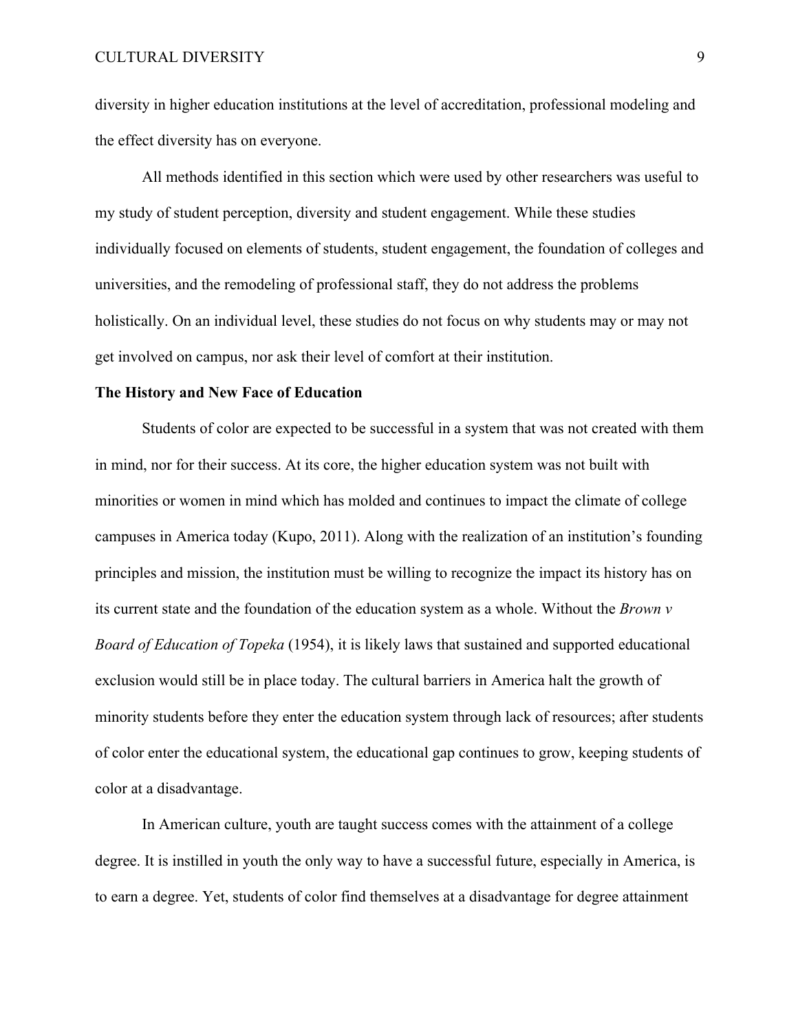diversity in higher education institutions at the level of accreditation, professional modeling and the effect diversity has on everyone.

All methods identified in this section which were used by other researchers was useful to my study of student perception, diversity and student engagement. While these studies individually focused on elements of students, student engagement, the foundation of colleges and universities, and the remodeling of professional staff, they do not address the problems holistically. On an individual level, these studies do not focus on why students may or may not get involved on campus, nor ask their level of comfort at their institution.

**The History and New Face of Education**

Students of color are expected to be successful in a system that was not created with them in mind, nor for their success. At its core, the higher education system was not built with minorities or women in mind which has molded and continues to impact the climate of college campuses in America today (Kupo, 2011). Along with the realization of an institution's founding principles and mission, the institution must be willing to recognize the impact its history has on its current state and the foundation of the education system as a whole. Without the *Brown v Board of Education of Topeka* (1954), it is likely laws that sustained and supported educational exclusion would still be in place today. The cultural barriers in America halt the growth of minority students before they enter the education system through lack of resources; after students of color enter the educational system, the educational gap continues to grow, keeping students of color at a disadvantage.

In American culture, youth are taught success comes with the attainment of a college degree. It is instilled in youth the only way to have a successful future, especially in America, is to earn a degree. Yet, students of color find themselves at a disadvantage for degree attainment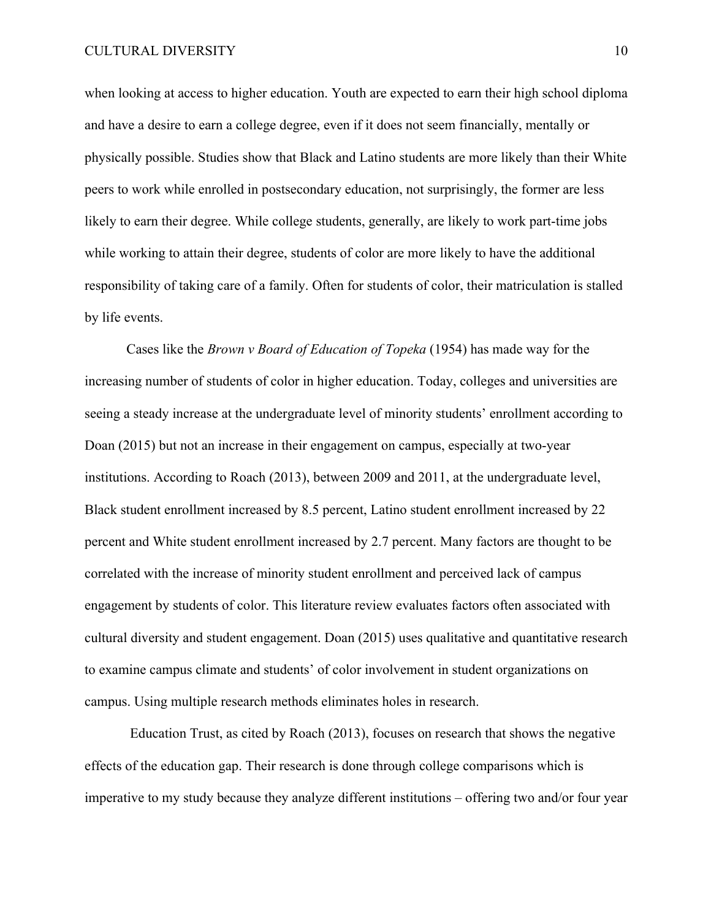when looking at access to higher education. Youth are expected to earn their high school diploma and have a desire to earn a college degree, even if it does not seem financially, mentally or physically possible. Studies show that Black and Latino students are more likely than their White peers to work while enrolled in postsecondary education, not surprisingly, the former are less likely to earn their degree. While college students, generally, are likely to work part-time jobs while working to attain their degree, students of color are more likely to have the additional responsibility of taking care of a family. Often for students of color, their matriculation is stalled by life events.

Cases like the *Brown v Board of Education of Topeka* (1954) has made way for the increasing number of students of color in higher education. Today, colleges and universities are seeing a steady increase at the undergraduate level of minority students' enrollment according to Doan (2015) but not an increase in their engagement on campus, especially at two-year institutions. According to Roach (2013), between 2009 and 2011, at the undergraduate level, Black student enrollment increased by 8.5 percent, Latino student enrollment increased by 22 percent and White student enrollment increased by 2.7 percent. Many factors are thought to be correlated with the increase of minority student enrollment and perceived lack of campus engagement by students of color. This literature review evaluates factors often associated with cultural diversity and student engagement. Doan (2015) uses qualitative and quantitative research to examine campus climate and students' of color involvement in student organizations on campus. Using multiple research methods eliminates holes in research.

Education Trust, as cited by Roach (2013), focuses on research that shows the negative effects of the education gap. Their research is done through college comparisons which is imperative to my study because they analyze different institutions – offering two and/or four year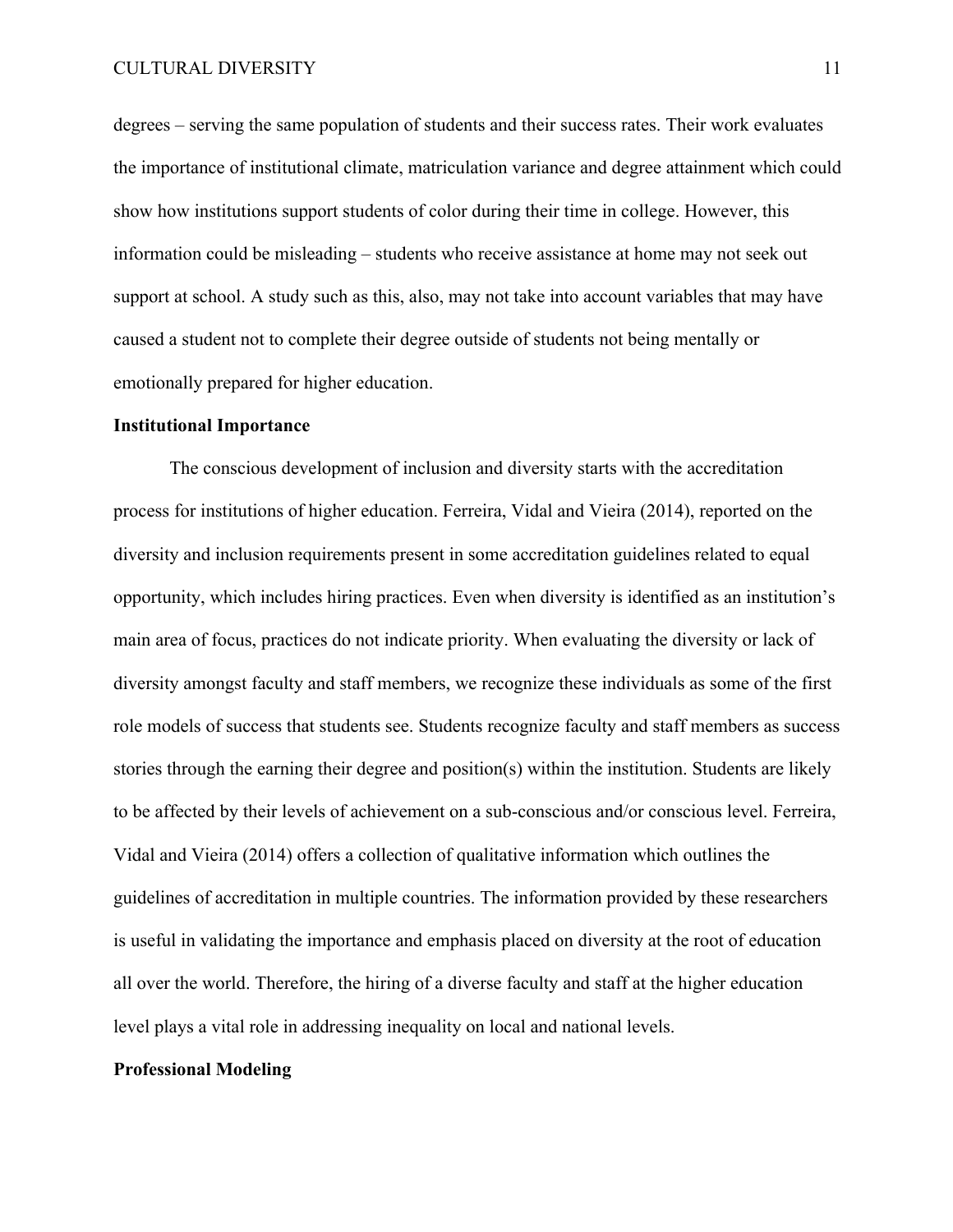degrees – serving the same population of students and their success rates. Their work evaluates the importance of institutional climate, matriculation variance and degree attainment which could show how institutions support students of color during their time in college. However, this information could be misleading – students who receive assistance at home may not seek out support at school. A study such as this, also, may not take into account variables that may have caused a student not to complete their degree outside of students not being mentally or emotionally prepared for higher education.

**Institutional Importance**

The conscious development of inclusion and diversity starts with the accreditation process for institutions of higher education. Ferreira, Vidal and Vieira (2014), reported on the diversity and inclusion requirements present in some accreditation guidelines related to equal opportunity, which includes hiring practices. Even when diversity is identified as an institution's main area of focus, practices do not indicate priority. When evaluating the diversity or lack of diversity amongst faculty and staff members, we recognize these individuals as some of the first role models of success that students see. Students recognize faculty and staff members as success stories through the earning their degree and position(s) within the institution. Students are likely to be affected by their levels of achievement on a sub-conscious and/or conscious level. Ferreira, Vidal and Vieira (2014) offers a collection of qualitative information which outlines the guidelines of accreditation in multiple countries. The information provided by these researchers is useful in validating the importance and emphasis placed on diversity at the root of education all over the world. Therefore, the hiring of a diverse faculty and staff at the higher education level plays a vital role in addressing inequality on local and national levels.

**Professional Modeling**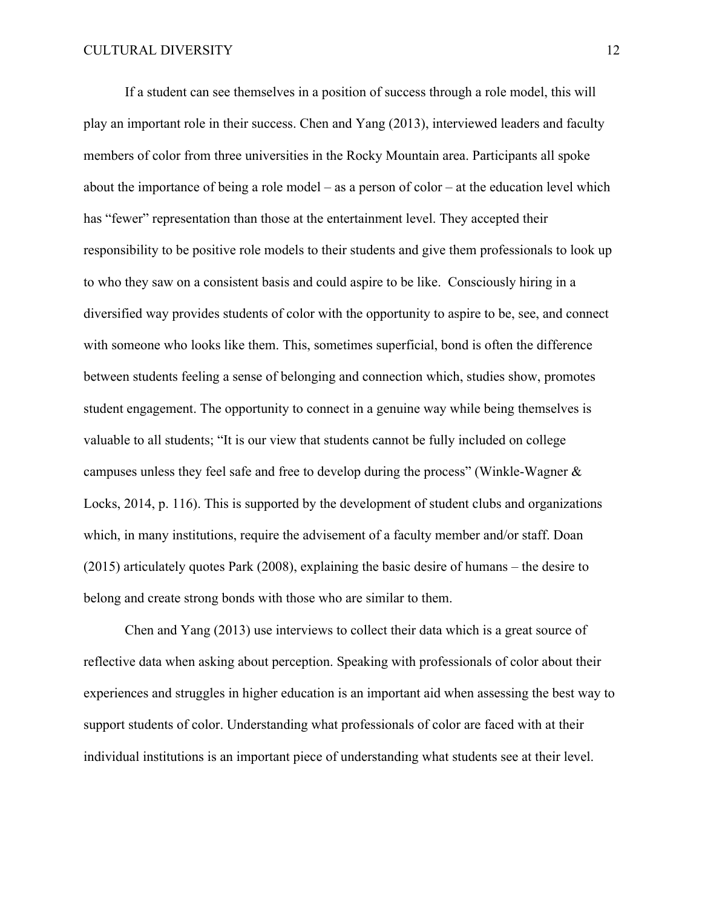If a student can see themselves in a position of success through a role model, this will play an important role in their success. Chen and Yang (2013), interviewed leaders and faculty members of color from three universities in the Rocky Mountain area. Participants all spoke about the importance of being a role model – as a person of color – at the education level which has “fewer” representation than those at the entertainment level. They accepted their responsibility to be positive role models to their students and give them professionals to look up to who they saw on a consistent basis and could aspire to be like. Consciously hiring in a diversified way provides students of color with the opportunity to aspire to be, see, and connect with someone who looks like them. This, sometimes superficial, bond is often the difference between students feeling a sense of belonging and connection which, studies show, promotes student engagement. The opportunity to connect in a genuine way while being themselves is valuable to all students; “It is our view that students cannot be fully included on college campuses unless they feel safe and free to develop during the process” (Winkle-Wagner & Locks, 2014, p. 116). This is supported by the development of student clubs and organizations which, in many institutions, require the advisement of a faculty member and/or staff. Doan (2015) articulately quotes Park (2008), explaining the basic desire of humans – the desire to belong and create strong bonds with those who are similar to them.

Chen and Yang (2013) use interviews to collect their data which is a great source of reflective data when asking about perception. Speaking with professionals of color about their experiences and struggles in higher education is an important aid when assessing the best way to support students of color. Understanding what professionals of color are faced with at their individual institutions is an important piece of understanding what students see at their level.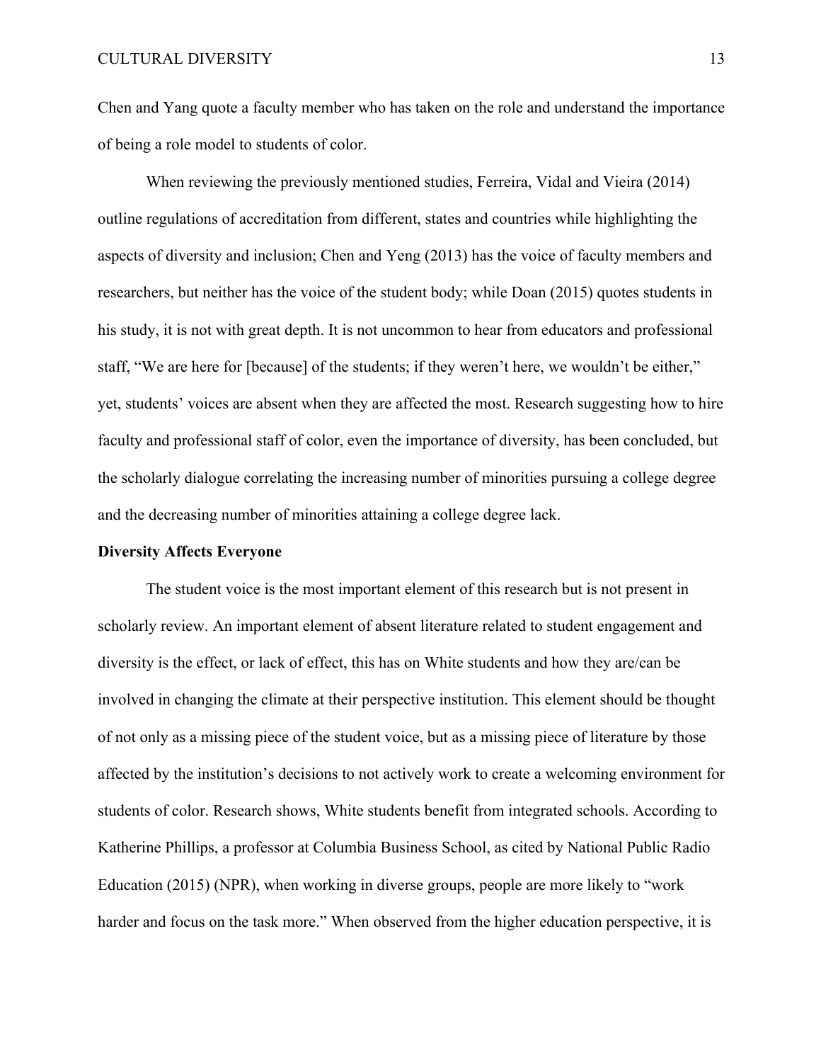Chen and Yang quote a faculty member who has taken on the role and understand the importance of being a role model to students of color.

When reviewing the previously mentioned studies, Ferreira, Vidal and Vieira (2014) outline regulations of accreditation from different, states and countries while highlighting the aspects of diversity and inclusion; Chen and Yeng (2013) has the voice of faculty members and researchers, but neither has the voice of the student body; while Doan (2015) quotes students in his study, it is not with great depth. It is not uncommon to hear from educators and professional staff, "We are here for [because] of the students; if they weren't here, we wouldn't be either," yet, students' voices are absent when they are affected the most. Research suggesting how to hire faculty and professional staff of color, even the importance of diversity, has been concluded, but the scholarly dialogue correlating the increasing number of minorities pursuing a college degree and the decreasing number of minorities attaining a college degree lack.

**Diversity Affects Everyone**

The student voice is the most important element of this research but is not present in scholarly review. An important element of absent literature related to student engagement and diversity is the effect, or lack of effect, this has on White students and how they are/can be involved in changing the climate at their perspective institution. This element should be thought of not only as a missing piece of the student voice, but as a missing piece of literature by those affected by the institution's decisions to not actively work to create a welcoming environment for students of color. Research shows, White students benefit from integrated schools. According to Katherine Phillips, a professor at Columbia Business School, as cited by National Public Radio Education (2015) (NPR), when working in diverse groups, people are more likely to "work harder and focus on the task more." When observed from the higher education perspective, it is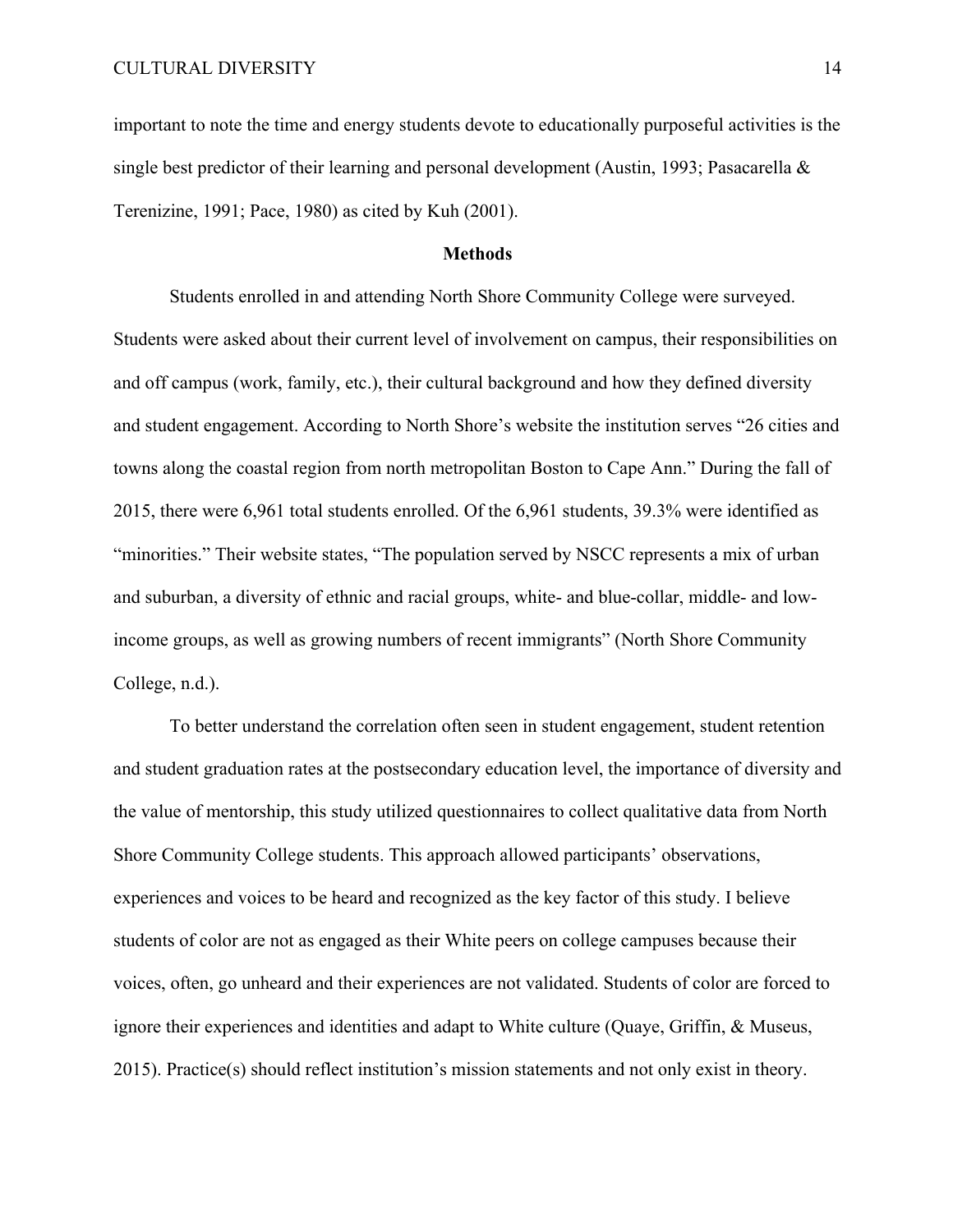important to note the time and energy students devote to educationally purposeful activities is the single best predictor of their learning and personal development (Austin, 1993; Pasacarella & Terenizine, 1991; Pace, 1980) as cited by Kuh (2001).

## Methods

Students enrolled in and attending North Shore Community College were surveyed. Students were asked about their current level of involvement on campus, their responsibilities on and off campus (work, family, etc.), their cultural background and how they defined diversity and student engagement. According to North Shore's website the institution serves "26 cities and towns along the coastal region from north metropolitan Boston to Cape Ann." During the fall of 2015, there were 6,961 total students enrolled. Of the 6,961 students, 39.3% were identified as "minorities." Their website states, "The population served by NSCC represents a mix of urban and suburban, a diversity of ethnic and racial groups, white- and blue-collar, middle- and low-income groups, as well as growing numbers of recent immigrants" (North Shore Community College, n.d.).

To better understand the correlation often seen in student engagement, student retention and student graduation rates at the postsecondary education level, the importance of diversity and the value of mentorship, this study utilized questionnaires to collect qualitative data from North Shore Community College students. This approach allowed participants' observations, experiences and voices to be heard and recognized as the key factor of this study. I believe students of color are not as engaged as their White peers on college campuses because their voices, often, go unheard and their experiences are not validated. Students of color are forced to ignore their experiences and identities and adapt to White culture (Quaye, Griffin, & Museus, 2015). Practice(s) should reflect institution's mission statements and not only exist in theory.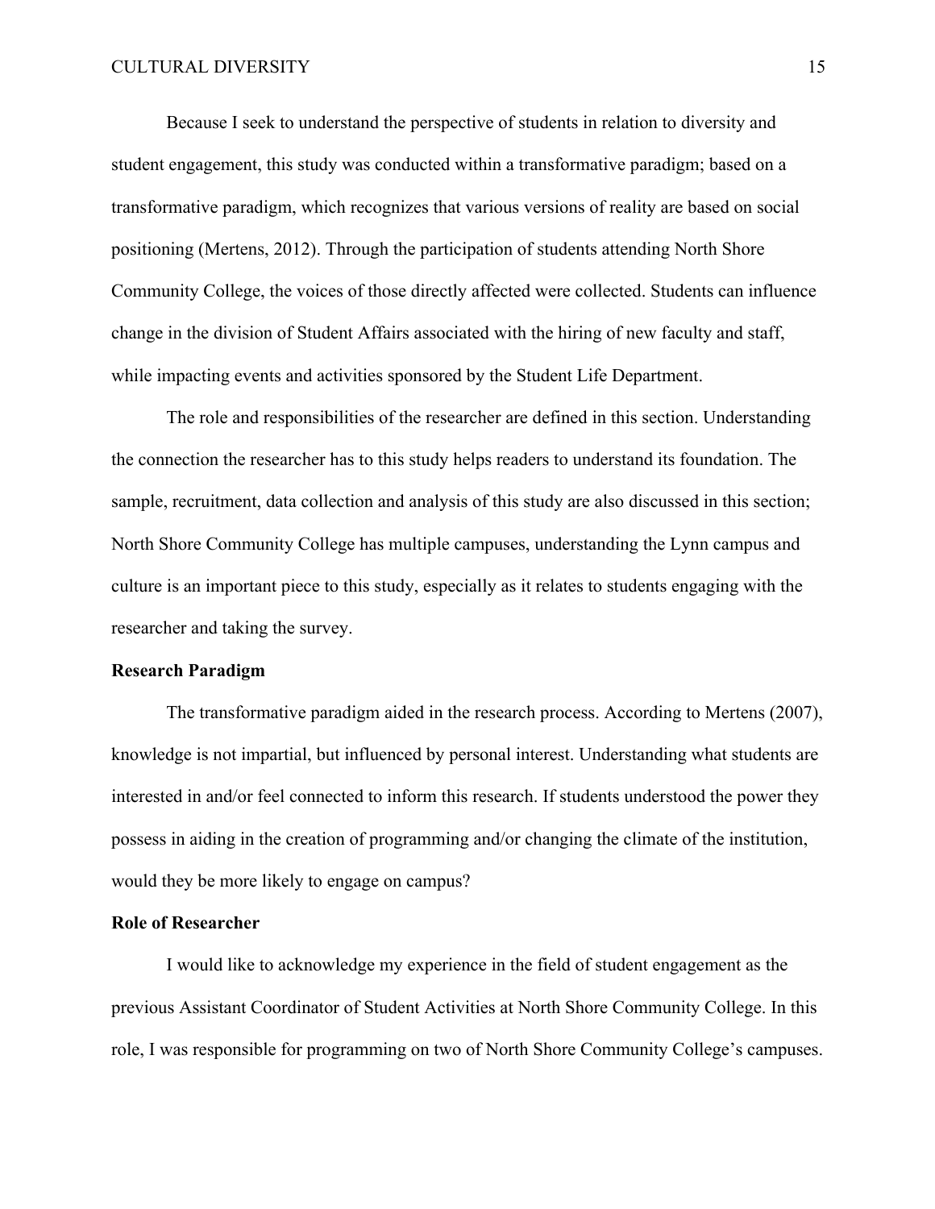Because I seek to understand the perspective of students in relation to diversity and student engagement, this study was conducted within a transformative paradigm; based on a transformative paradigm, which recognizes that various versions of reality are based on social positioning (Mertens, 2012). Through the participation of students attending North Shore Community College, the voices of those directly affected were collected. Students can influence change in the division of Student Affairs associated with the hiring of new faculty and staff, while impacting events and activities sponsored by the Student Life Department.

The role and responsibilities of the researcher are defined in this section. Understanding the connection the researcher has to this study helps readers to understand its foundation. The sample, recruitment, data collection and analysis of this study are also discussed in this section; North Shore Community College has multiple campuses, understanding the Lynn campus and culture is an important piece to this study, especially as it relates to students engaging with the researcher and taking the survey.

## Research Paradigm

The transformative paradigm aided in the research process. According to Mertens (2007), knowledge is not impartial, but influenced by personal interest. Understanding what students are interested in and/or feel connected to inform this research. If students understood the power they possess in aiding in the creation of programming and/or changing the climate of the institution, would they be more likely to engage on campus?

## Role of Researcher

I would like to acknowledge my experience in the field of student engagement as the previous Assistant Coordinator of Student Activities at North Shore Community College. In this role, I was responsible for programming on two of North Shore Community College's campuses.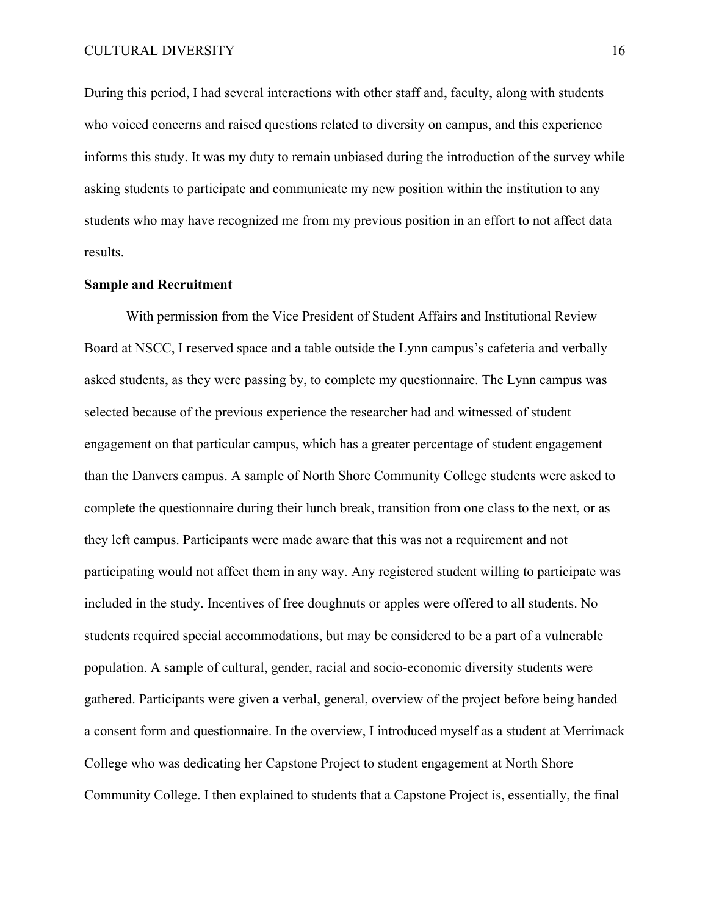During this period, I had several interactions with other staff and, faculty, along with students who voiced concerns and raised questions related to diversity on campus, and this experience informs this study. It was my duty to remain unbiased during the introduction of the survey while asking students to participate and communicate my new position within the institution to any students who may have recognized me from my previous position in an effort to not affect data results.

**Sample and Recruitment**

With permission from the Vice President of Student Affairs and Institutional Review Board at NSCC, I reserved space and a table outside the Lynn campus's cafeteria and verbally asked students, as they were passing by, to complete my questionnaire. The Lynn campus was selected because of the previous experience the researcher had and witnessed of student engagement on that particular campus, which has a greater percentage of student engagement than the Danvers campus. A sample of North Shore Community College students were asked to complete the questionnaire during their lunch break, transition from one class to the next, or as they left campus. Participants were made aware that this was not a requirement and not participating would not affect them in any way. Any registered student willing to participate was included in the study. Incentives of free doughnuts or apples were offered to all students. No students required special accommodations, but may be considered to be a part of a vulnerable population. A sample of cultural, gender, racial and socio-economic diversity students were gathered. Participants were given a verbal, general, overview of the project before being handed a consent form and questionnaire. In the overview, I introduced myself as a student at Merrimack College who was dedicating her Capstone Project to student engagement at North Shore Community College. I then explained to students that a Capstone Project is, essentially, the final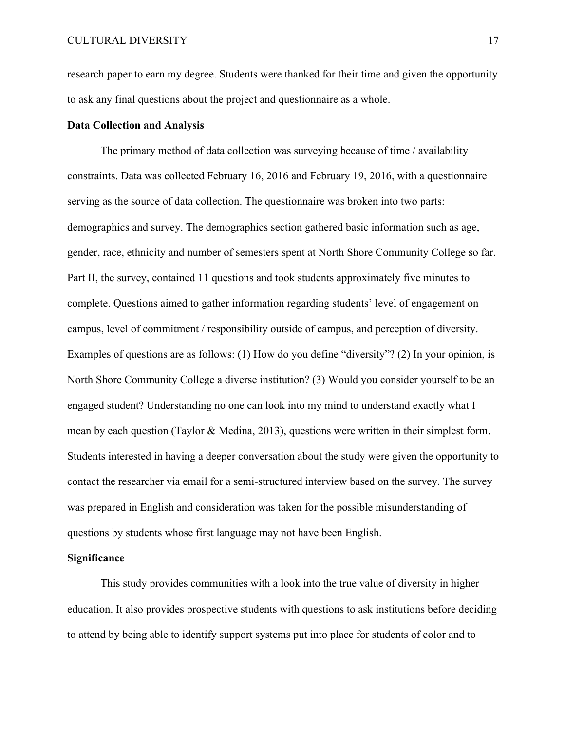research paper to earn my degree. Students were thanked for their time and given the opportunity to ask any final questions about the project and questionnaire as a whole.

**Data Collection and Analysis**

The primary method of data collection was surveying because of time / availability constraints. Data was collected February 16, 2016 and February 19, 2016, with a questionnaire serving as the source of data collection. The questionnaire was broken into two parts: demographics and survey. The demographics section gathered basic information such as age, gender, race, ethnicity and number of semesters spent at North Shore Community College so far. Part II, the survey, contained 11 questions and took students approximately five minutes to complete. Questions aimed to gather information regarding students' level of engagement on campus, level of commitment / responsibility outside of campus, and perception of diversity. Examples of questions are as follows: (1) How do you define "diversity"? (2) In your opinion, is North Shore Community College a diverse institution? (3) Would you consider yourself to be an engaged student? Understanding no one can look into my mind to understand exactly what I mean by each question (Taylor & Medina, 2013), questions were written in their simplest form. Students interested in having a deeper conversation about the study were given the opportunity to contact the researcher via email for a semi-structured interview based on the survey. The survey was prepared in English and consideration was taken for the possible misunderstanding of questions by students whose first language may not have been English.

**Significance**

This study provides communities with a look into the true value of diversity in higher education. It also provides prospective students with questions to ask institutions before deciding to attend by being able to identify support systems put into place for students of color and to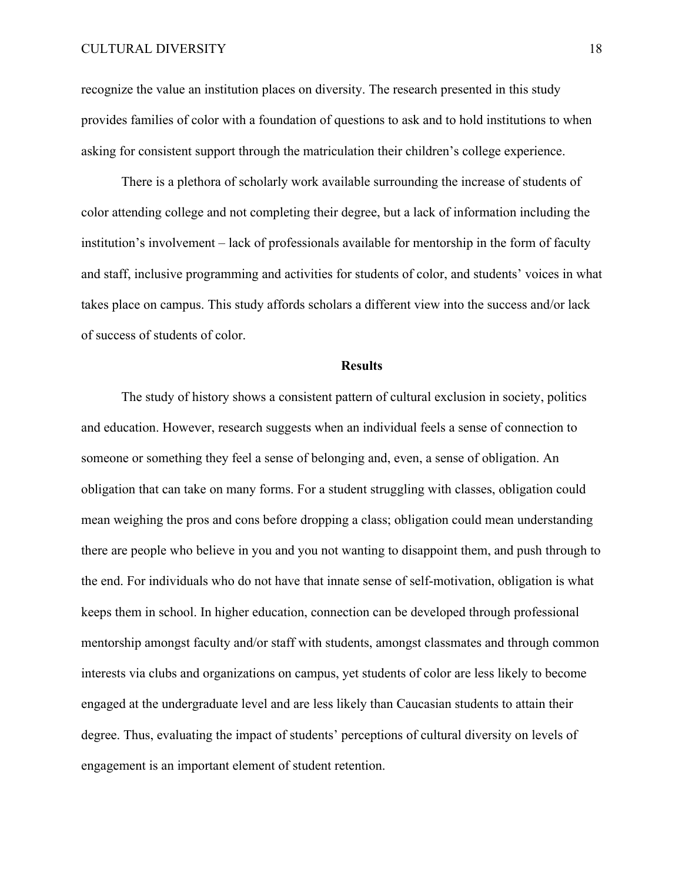recognize the value an institution places on diversity. The research presented in this study provides families of color with a foundation of questions to ask and to hold institutions to when asking for consistent support through the matriculation their children's college experience.

There is a plethora of scholarly work available surrounding the increase of students of color attending college and not completing their degree, but a lack of information including the institution's involvement – lack of professionals available for mentorship in the form of faculty and staff, inclusive programming and activities for students of color, and students' voices in what takes place on campus. This study affords scholars a different view into the success and/or lack of success of students of color.

## Results

The study of history shows a consistent pattern of cultural exclusion in society, politics and education. However, research suggests when an individual feels a sense of connection to someone or something they feel a sense of belonging and, even, a sense of obligation. An obligation that can take on many forms. For a student struggling with classes, obligation could mean weighing the pros and cons before dropping a class; obligation could mean understanding there are people who believe in you and you not wanting to disappoint them, and push through to the end. For individuals who do not have that innate sense of self-motivation, obligation is what keeps them in school. In higher education, connection can be developed through professional mentorship amongst faculty and/or staff with students, amongst classmates and through common interests via clubs and organizations on campus, yet students of color are less likely to become engaged at the undergraduate level and are less likely than Caucasian students to attain their degree. Thus, evaluating the impact of students' perceptions of cultural diversity on levels of engagement is an important element of student retention.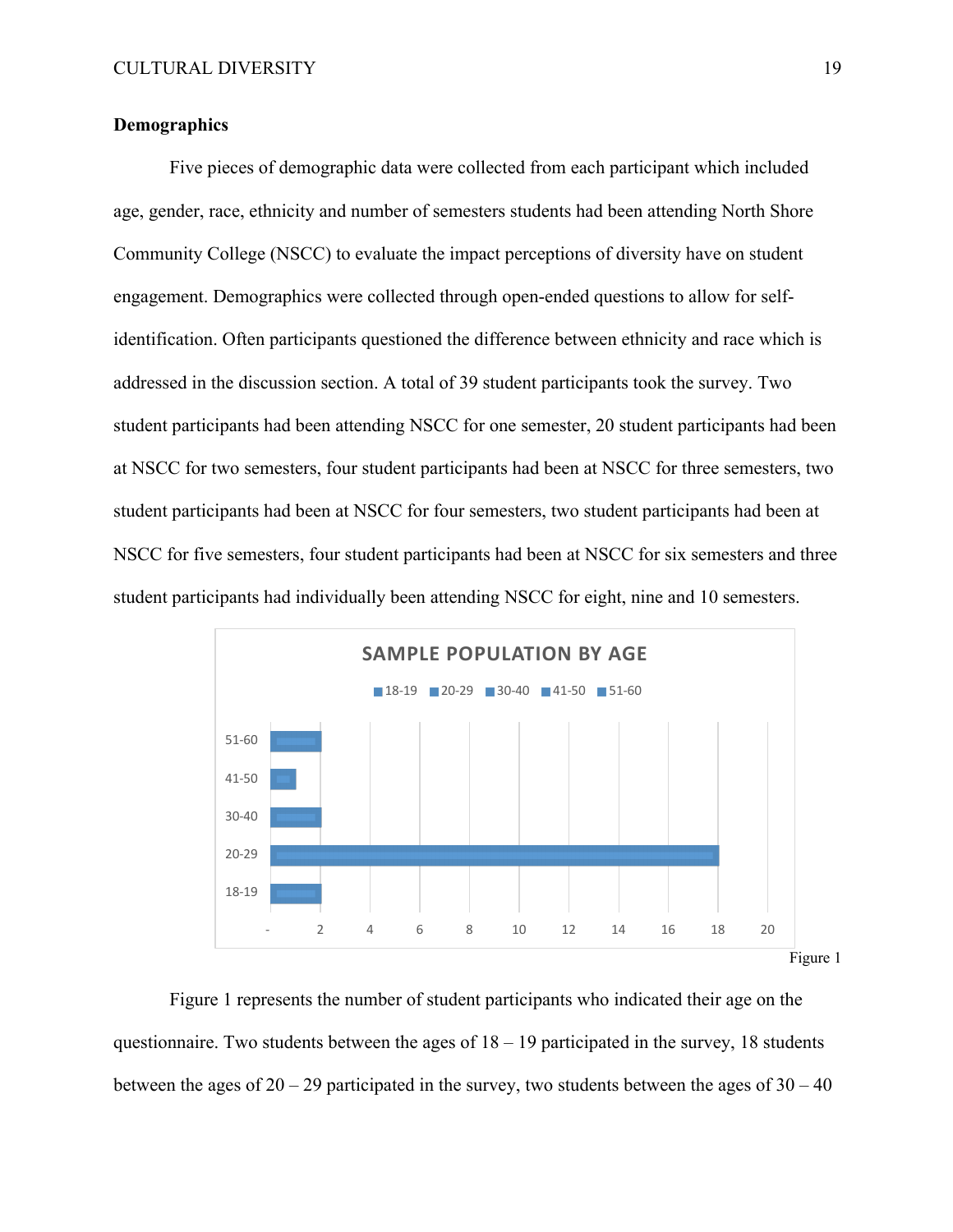**Demographics**

Five pieces of demographic data were collected from each participant which included age, gender, race, ethnicity and number of semesters students had been attending North Shore Community College (NSCC) to evaluate the impact perceptions of diversity have on student engagement. Demographics were collected through open-ended questions to allow for self-identification. Often participants questioned the difference between ethnicity and race which is addressed in the discussion section. A total of 39 student participants took the survey. Two student participants had been attending NSCC for one semester, 20 student participants had been at NSCC for two semesters, four student participants had been at NSCC for three semesters, two student participants had been at NSCC for four semesters, two student participants had been at NSCC for five semesters, four student participants had been at NSCC for six semesters and three student participants had individually been attending NSCC for eight, nine and 10 semesters.

Figure 1

Figure 1 represents the number of student participants who indicated their age on the questionnaire. Two students between the ages of 18 – 19 participated in the survey, 18 students between the ages of 20 – 29 participated in the survey, two students between the ages of 30 – 40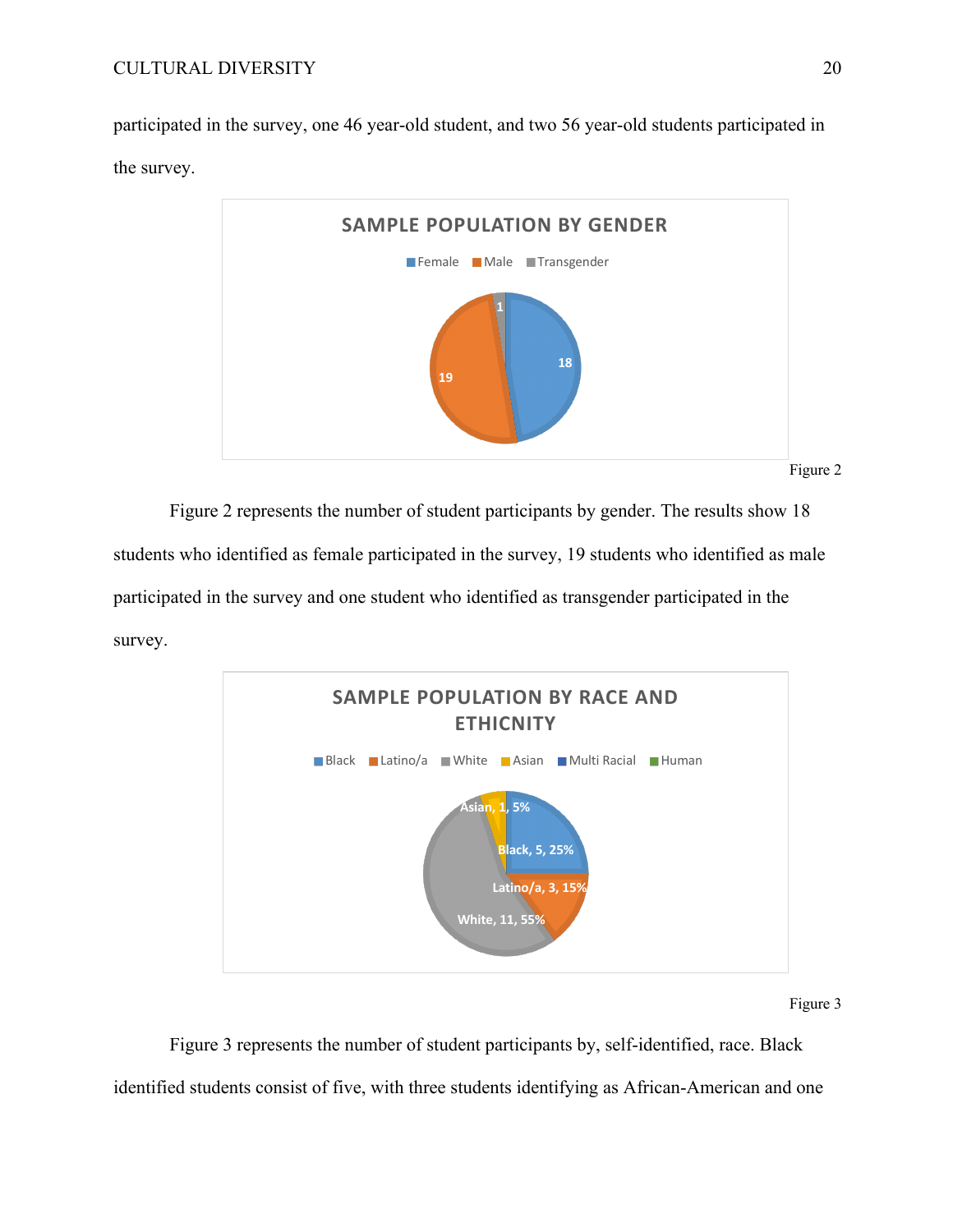participated in the survey, one 46 year-old student, and two 56 year-old students participated in the survey.

**SAMPLE POPULATION BY GENDER**

Female | Male | Transgender

| Gender | Count |
| --- | --- |
| Female | 18 |
| Male | 19 |
| Transgender | 1 |

Figure 2

Figure 2 represents the number of student participants by gender. The results show 18 students who identified as female participated in the survey, 19 students who identified as male participated in the survey and one student who identified as transgender participated in the survey.

**SAMPLE POPULATION BY RACE AND ETHICNITY**

Black | Latino/a | White | Asian | Multi Racial | Human

| Race/Ethnicity | Count | Percent |
| --- | --- | --- |
| Asian | 1 | 5% |
| Black | 5 | 25% |
| Latino/a | 3 | 15% |
| White | 11 | 55% |

Figure 3

Figure 3 represents the number of student participants by, self-identified, race. Black identified students consist of five, with three students identifying as African-American and one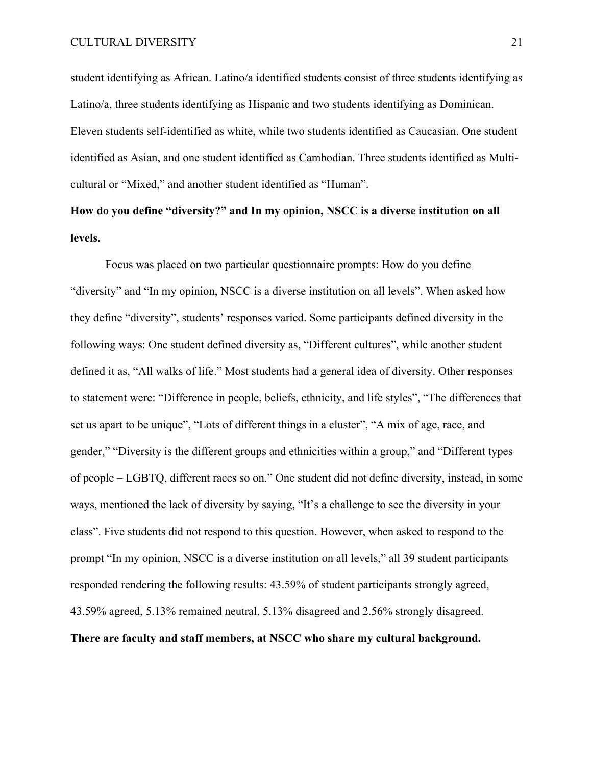student identifying as African. Latino/a identified students consist of three students identifying as Latino/a, three students identifying as Hispanic and two students identifying as Dominican. Eleven students self-identified as white, while two students identified as Caucasian. One student identified as Asian, and one student identified as Cambodian. Three students identified as Multi-cultural or "Mixed," and another student identified as "Human".

**How do you define "diversity?" and In my opinion, NSCC is a diverse institution on all levels.**

Focus was placed on two particular questionnaire prompts: How do you define "diversity" and "In my opinion, NSCC is a diverse institution on all levels". When asked how they define "diversity", students' responses varied. Some participants defined diversity in the following ways: One student defined diversity as, "Different cultures", while another student defined it as, "All walks of life." Most students had a general idea of diversity. Other responses to statement were: "Difference in people, beliefs, ethnicity, and life styles", "The differences that set us apart to be unique", "Lots of different things in a cluster", "A mix of age, race, and gender," "Diversity is the different groups and ethnicities within a group," and "Different types of people – LGBTQ, different races so on." One student did not define diversity, instead, in some ways, mentioned the lack of diversity by saying, "It's a challenge to see the diversity in your class". Five students did not respond to this question. However, when asked to respond to the prompt "In my opinion, NSCC is a diverse institution on all levels," all 39 student participants responded rendering the following results: 43.59% of student participants strongly agreed, 43.59% agreed, 5.13% remained neutral, 5.13% disagreed and 2.56% strongly disagreed.

**There are faculty and staff members, at NSCC who share my cultural background.**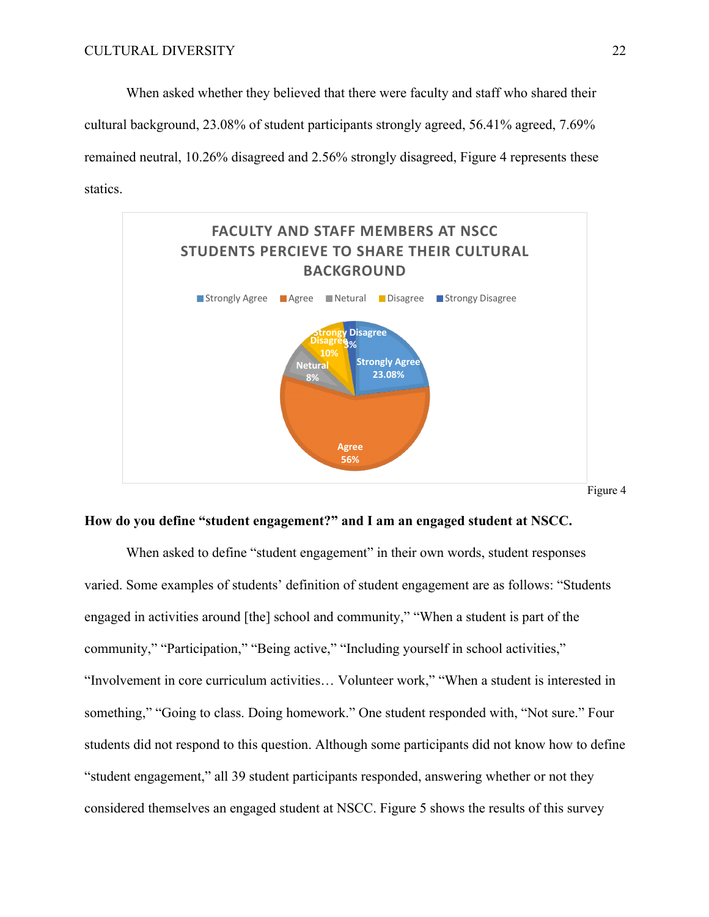When asked whether they believed that there were faculty and staff who shared their cultural background, 23.08% of student participants strongly agreed, 56.41% agreed, 7.69% remained neutral, 10.26% disagreed and 2.56% strongly disagreed, Figure 4 represents these statics.

FACULTY AND STAFF MEMBERS AT NSCC STUDENTS PERCIEVE TO SHARE THEIR CULTURAL BACKGROUND

Strongly Agree | Agree | Netural | Disagree | Strongy Disagree

Strongly Agree 23.08% | Agree 56% | Netural 8% | Disagree 10% | Strongy Disagree 3%

Figure 4

**How do you define "student engagement?" and I am an engaged student at NSCC.**

When asked to define "student engagement" in their own words, student responses varied. Some examples of students' definition of student engagement are as follows: "Students engaged in activities around [the] school and community," "When a student is part of the community," "Participation," "Being active," "Including yourself in school activities," "Involvement in core curriculum activities… Volunteer work," "When a student is interested in something," "Going to class. Doing homework." One student responded with, "Not sure." Four students did not respond to this question. Although some participants did not know how to define "student engagement," all 39 student participants responded, answering whether or not they considered themselves an engaged student at NSCC. Figure 5 shows the results of this survey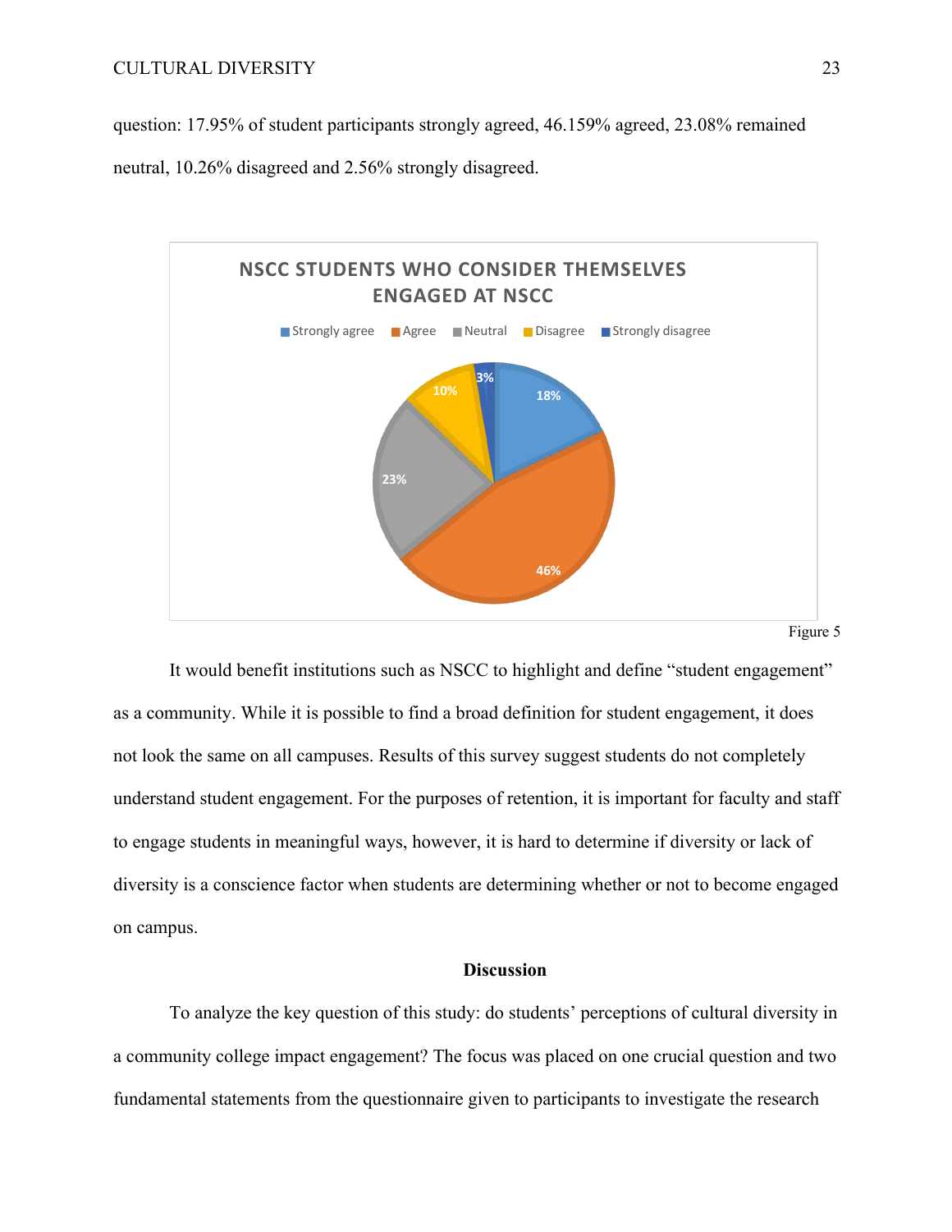question: 17.95% of student participants strongly agreed, 46.159% agreed, 23.08% remained neutral, 10.26% disagreed and 2.56% strongly disagreed.

Figure 5

It would benefit institutions such as NSCC to highlight and define "student engagement" as a community. While it is possible to find a broad definition for student engagement, it does not look the same on all campuses. Results of this survey suggest students do not completely understand student engagement. For the purposes of retention, it is important for faculty and staff to engage students in meaningful ways, however, it is hard to determine if diversity or lack of diversity is a conscience factor when students are determining whether or not to become engaged on campus.

## Discussion

To analyze the key question of this study: do students' perceptions of cultural diversity in a community college impact engagement? The focus was placed on one crucial question and two fundamental statements from the questionnaire given to participants to investigate the research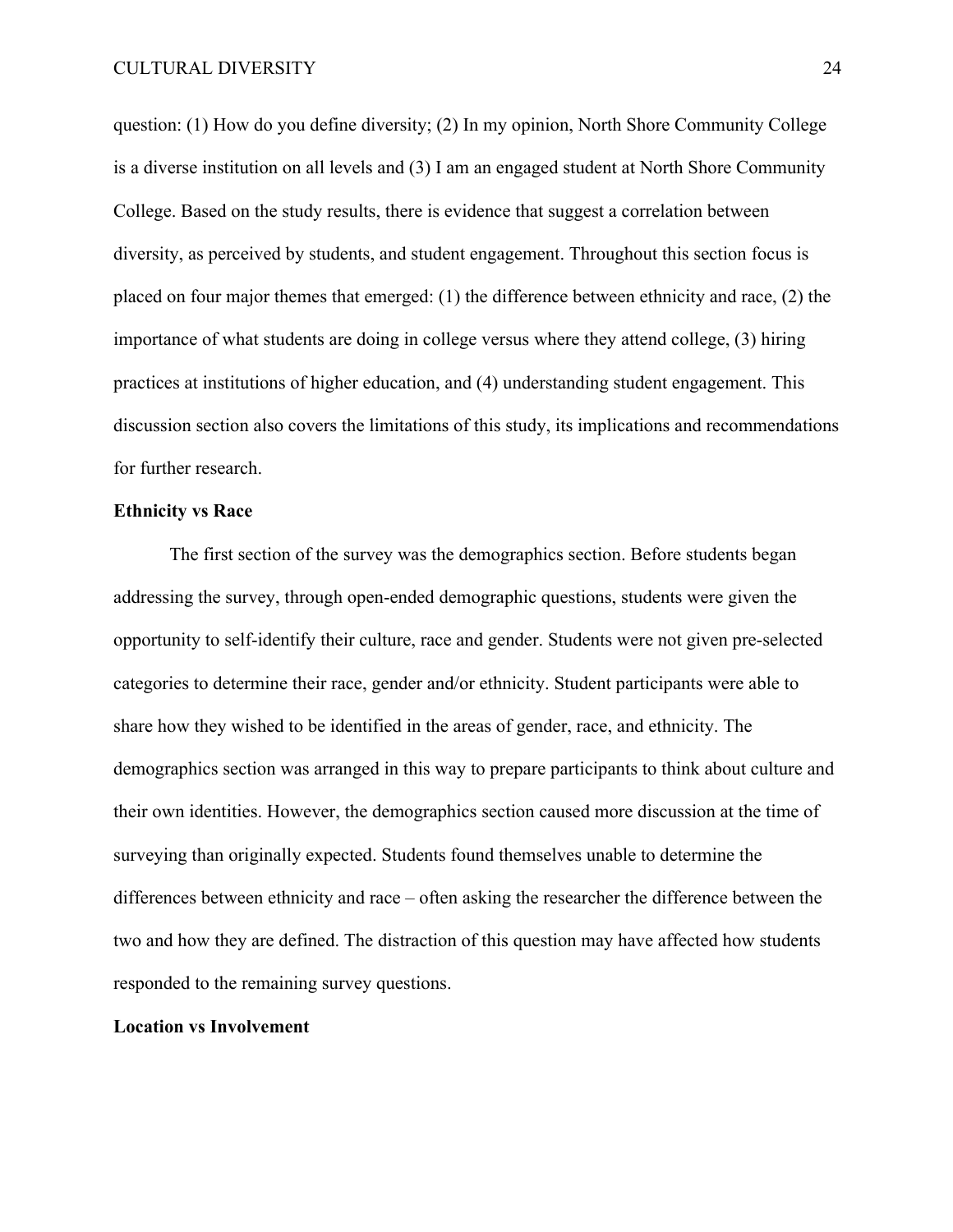question: (1) How do you define diversity; (2) In my opinion, North Shore Community College is a diverse institution on all levels and (3) I am an engaged student at North Shore Community College. Based on the study results, there is evidence that suggest a correlation between diversity, as perceived by students, and student engagement. Throughout this section focus is placed on four major themes that emerged: (1) the difference between ethnicity and race, (2) the importance of what students are doing in college versus where they attend college, (3) hiring practices at institutions of higher education, and (4) understanding student engagement. This discussion section also covers the limitations of this study, its implications and recommendations for further research.

**Ethnicity vs Race**

The first section of the survey was the demographics section. Before students began addressing the survey, through open-ended demographic questions, students were given the opportunity to self-identify their culture, race and gender. Students were not given pre-selected categories to determine their race, gender and/or ethnicity. Student participants were able to share how they wished to be identified in the areas of gender, race, and ethnicity. The demographics section was arranged in this way to prepare participants to think about culture and their own identities. However, the demographics section caused more discussion at the time of surveying than originally expected. Students found themselves unable to determine the differences between ethnicity and race – often asking the researcher the difference between the two and how they are defined. The distraction of this question may have affected how students responded to the remaining survey questions.

**Location vs Involvement**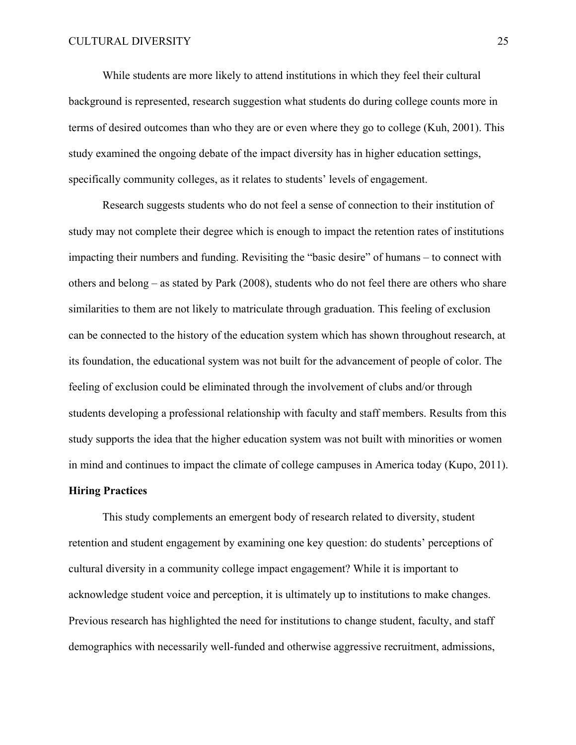While students are more likely to attend institutions in which they feel their cultural background is represented, research suggestion what students do during college counts more in terms of desired outcomes than who they are or even where they go to college (Kuh, 2001). This study examined the ongoing debate of the impact diversity has in higher education settings, specifically community colleges, as it relates to students' levels of engagement.

Research suggests students who do not feel a sense of connection to their institution of study may not complete their degree which is enough to impact the retention rates of institutions impacting their numbers and funding. Revisiting the "basic desire" of humans – to connect with others and belong – as stated by Park (2008), students who do not feel there are others who share similarities to them are not likely to matriculate through graduation. This feeling of exclusion can be connected to the history of the education system which has shown throughout research, at its foundation, the educational system was not built for the advancement of people of color. The feeling of exclusion could be eliminated through the involvement of clubs and/or through students developing a professional relationship with faculty and staff members. Results from this study supports the idea that the higher education system was not built with minorities or women in mind and continues to impact the climate of college campuses in America today (Kupo, 2011).

**Hiring Practices**

This study complements an emergent body of research related to diversity, student retention and student engagement by examining one key question: do students' perceptions of cultural diversity in a community college impact engagement? While it is important to acknowledge student voice and perception, it is ultimately up to institutions to make changes. Previous research has highlighted the need for institutions to change student, faculty, and staff demographics with necessarily well-funded and otherwise aggressive recruitment, admissions,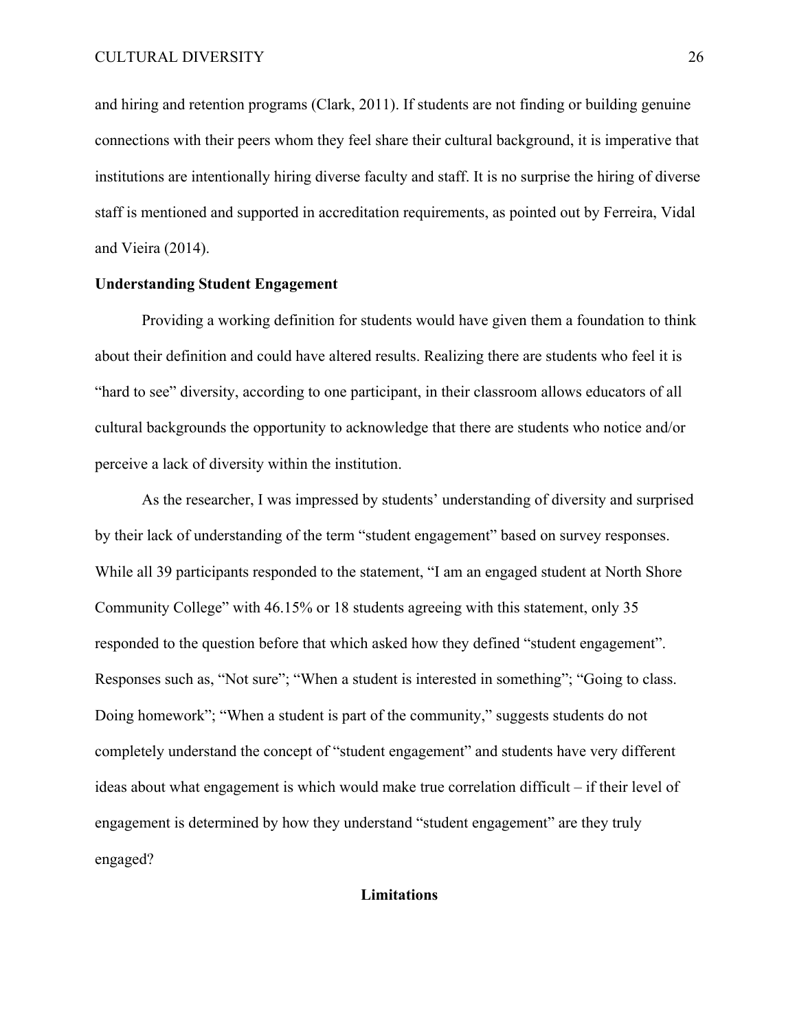and hiring and retention programs (Clark, 2011). If students are not finding or building genuine connections with their peers whom they feel share their cultural background, it is imperative that institutions are intentionally hiring diverse faculty and staff. It is no surprise the hiring of diverse staff is mentioned and supported in accreditation requirements, as pointed out by Ferreira, Vidal and Vieira (2014).

**Understanding Student Engagement**

Providing a working definition for students would have given them a foundation to think about their definition and could have altered results. Realizing there are students who feel it is "hard to see" diversity, according to one participant, in their classroom allows educators of all cultural backgrounds the opportunity to acknowledge that there are students who notice and/or perceive a lack of diversity within the institution.

As the researcher, I was impressed by students' understanding of diversity and surprised by their lack of understanding of the term "student engagement" based on survey responses. While all 39 participants responded to the statement, "I am an engaged student at North Shore Community College" with 46.15% or 18 students agreeing with this statement, only 35 responded to the question before that which asked how they defined "student engagement". Responses such as, "Not sure"; "When a student is interested in something"; "Going to class. Doing homework"; "When a student is part of the community," suggests students do not completely understand the concept of "student engagement" and students have very different ideas about what engagement is which would make true correlation difficult – if their level of engagement is determined by how they understand "student engagement" are they truly engaged?

## Limitations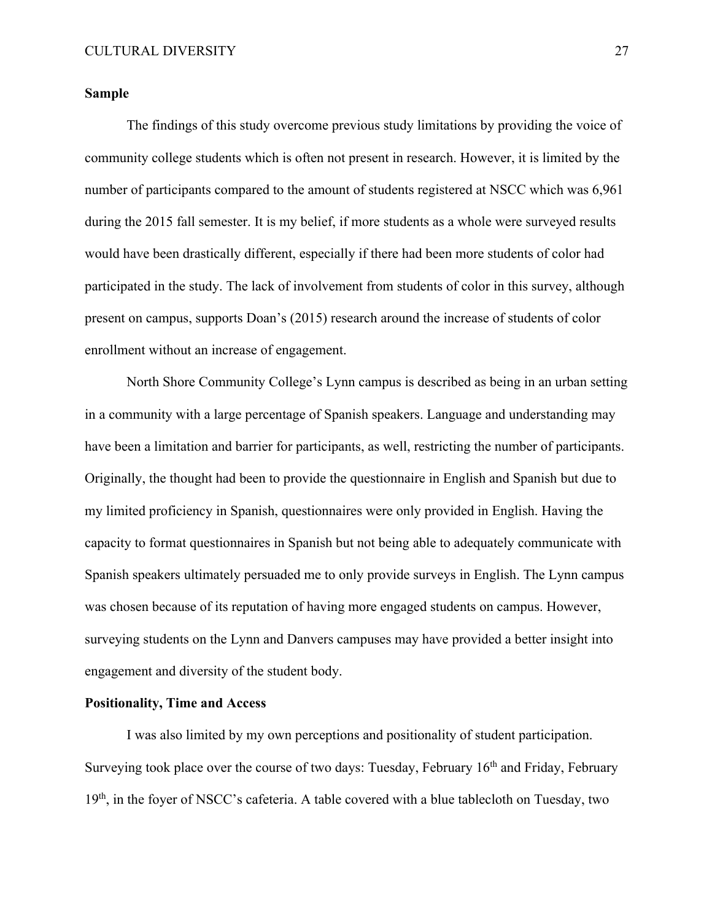**Sample**

The findings of this study overcome previous study limitations by providing the voice of community college students which is often not present in research. However, it is limited by the number of participants compared to the amount of students registered at NSCC which was 6,961 during the 2015 fall semester. It is my belief, if more students as a whole were surveyed results would have been drastically different, especially if there had been more students of color had participated in the study. The lack of involvement from students of color in this survey, although present on campus, supports Doan's (2015) research around the increase of students of color enrollment without an increase of engagement.

North Shore Community College's Lynn campus is described as being in an urban setting in a community with a large percentage of Spanish speakers. Language and understanding may have been a limitation and barrier for participants, as well, restricting the number of participants. Originally, the thought had been to provide the questionnaire in English and Spanish but due to my limited proficiency in Spanish, questionnaires were only provided in English. Having the capacity to format questionnaires in Spanish but not being able to adequately communicate with Spanish speakers ultimately persuaded me to only provide surveys in English. The Lynn campus was chosen because of its reputation of having more engaged students on campus. However, surveying students on the Lynn and Danvers campuses may have provided a better insight into engagement and diversity of the student body.

**Positionality, Time and Access**

I was also limited by my own perceptions and positionality of student participation. Surveying took place over the course of two days: Tuesday, February 16th and Friday, February 19th, in the foyer of NSCC's cafeteria. A table covered with a blue tablecloth on Tuesday, two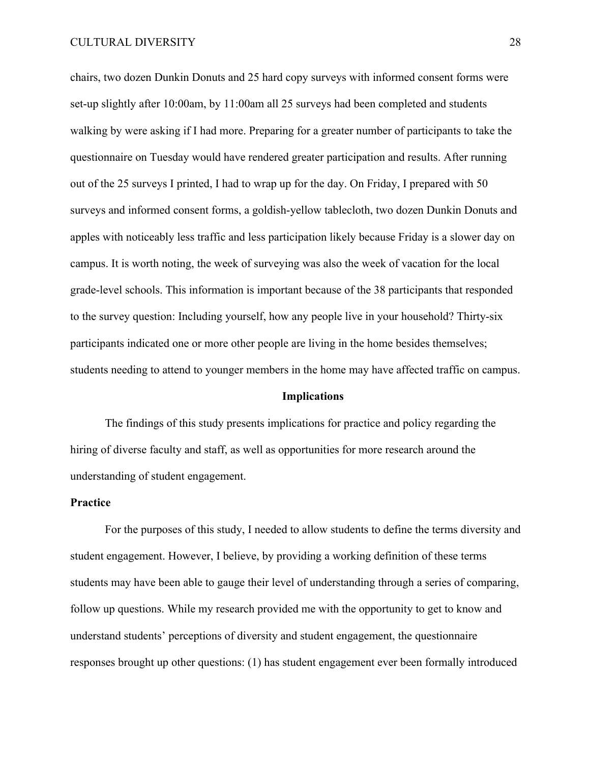chairs, two dozen Dunkin Donuts and 25 hard copy surveys with informed consent forms were set-up slightly after 10:00am, by 11:00am all 25 surveys had been completed and students walking by were asking if I had more. Preparing for a greater number of participants to take the questionnaire on Tuesday would have rendered greater participation and results. After running out of the 25 surveys I printed, I had to wrap up for the day. On Friday, I prepared with 50 surveys and informed consent forms, a goldish-yellow tablecloth, two dozen Dunkin Donuts and apples with noticeably less traffic and less participation likely because Friday is a slower day on campus. It is worth noting, the week of surveying was also the week of vacation for the local grade-level schools. This information is important because of the 38 participants that responded to the survey question: Including yourself, how any people live in your household? Thirty-six participants indicated one or more other people are living in the home besides themselves; students needing to attend to younger members in the home may have affected traffic on campus.

## Implications

The findings of this study presents implications for practice and policy regarding the hiring of diverse faculty and staff, as well as opportunities for more research around the understanding of student engagement.

### Practice

For the purposes of this study, I needed to allow students to define the terms diversity and student engagement. However, I believe, by providing a working definition of these terms students may have been able to gauge their level of understanding through a series of comparing, follow up questions. While my research provided me with the opportunity to get to know and understand students' perceptions of diversity and student engagement, the questionnaire responses brought up other questions: (1) has student engagement ever been formally introduced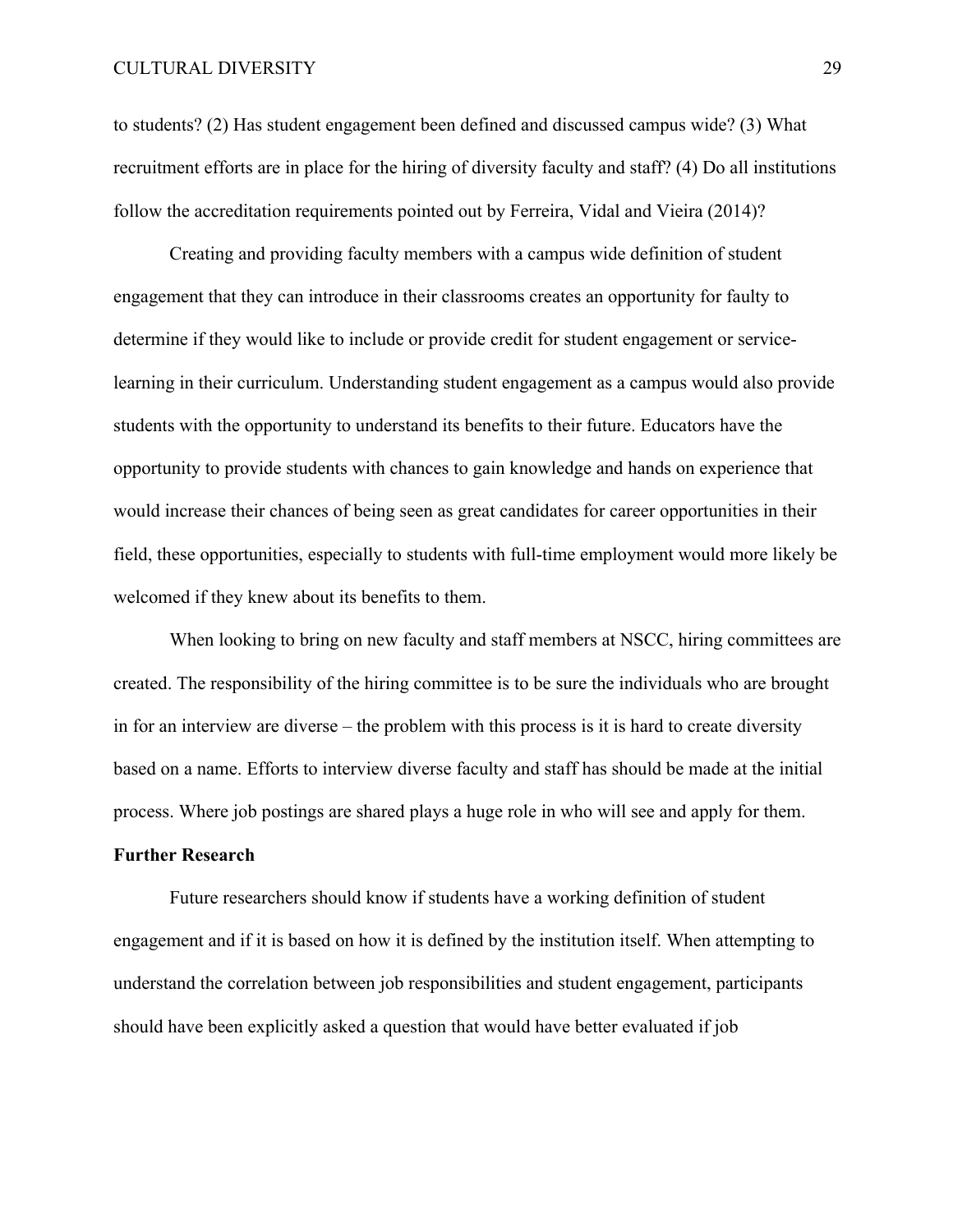to students? (2) Has student engagement been defined and discussed campus wide? (3) What recruitment efforts are in place for the hiring of diversity faculty and staff? (4) Do all institutions follow the accreditation requirements pointed out by Ferreira, Vidal and Vieira (2014)?

Creating and providing faculty members with a campus wide definition of student engagement that they can introduce in their classrooms creates an opportunity for faulty to determine if they would like to include or provide credit for student engagement or service-learning in their curriculum. Understanding student engagement as a campus would also provide students with the opportunity to understand its benefits to their future. Educators have the opportunity to provide students with chances to gain knowledge and hands on experience that would increase their chances of being seen as great candidates for career opportunities in their field, these opportunities, especially to students with full-time employment would more likely be welcomed if they knew about its benefits to them.

When looking to bring on new faculty and staff members at NSCC, hiring committees are created. The responsibility of the hiring committee is to be sure the individuals who are brought in for an interview are diverse – the problem with this process is it is hard to create diversity based on a name. Efforts to interview diverse faculty and staff has should be made at the initial process. Where job postings are shared plays a huge role in who will see and apply for them.

**Further Research**

Future researchers should know if students have a working definition of student engagement and if it is based on how it is defined by the institution itself. When attempting to understand the correlation between job responsibilities and student engagement, participants should have been explicitly asked a question that would have better evaluated if job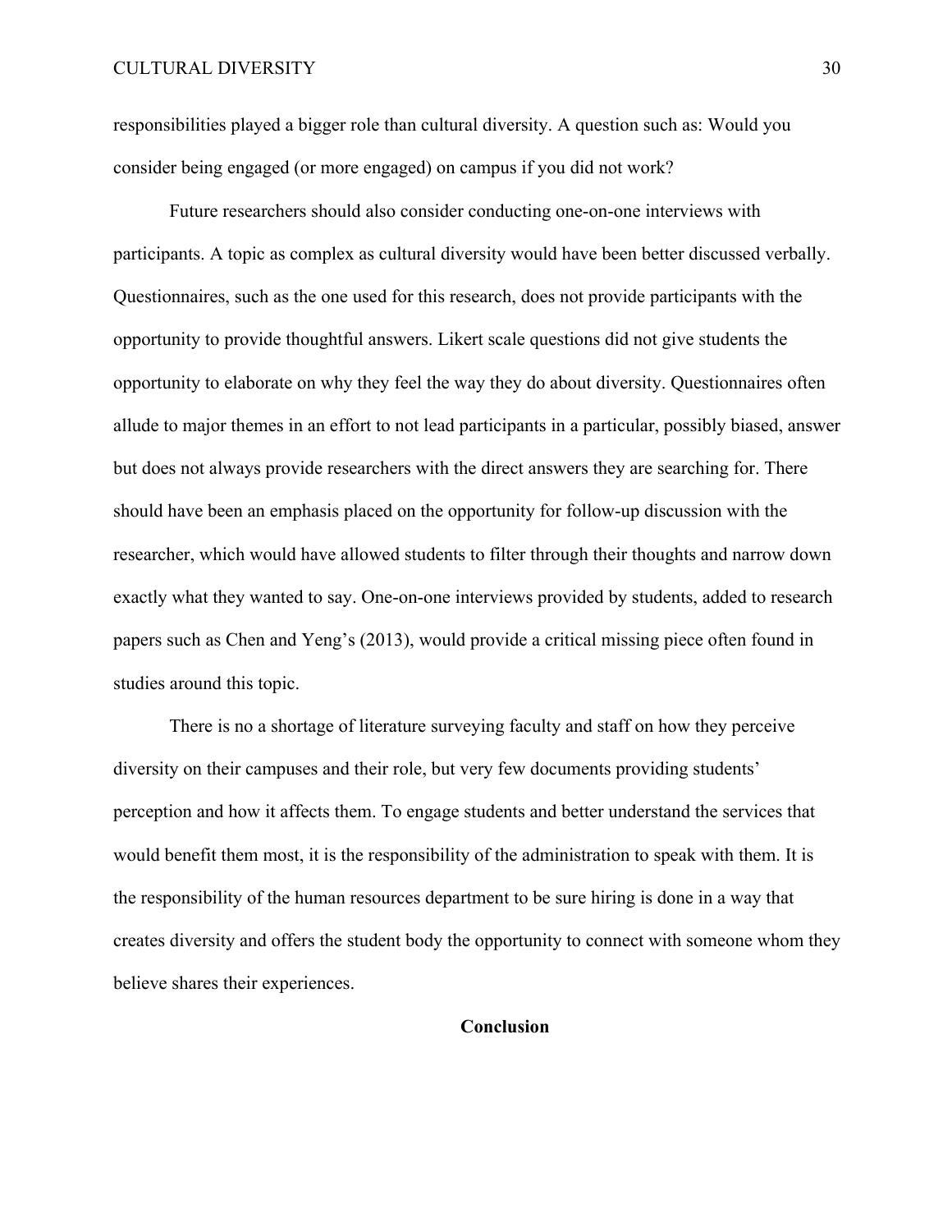responsibilities played a bigger role than cultural diversity. A question such as: Would you consider being engaged (or more engaged) on campus if you did not work?

Future researchers should also consider conducting one-on-one interviews with participants. A topic as complex as cultural diversity would have been better discussed verbally. Questionnaires, such as the one used for this research, does not provide participants with the opportunity to provide thoughtful answers. Likert scale questions did not give students the opportunity to elaborate on why they feel the way they do about diversity. Questionnaires often allude to major themes in an effort to not lead participants in a particular, possibly biased, answer but does not always provide researchers with the direct answers they are searching for. There should have been an emphasis placed on the opportunity for follow-up discussion with the researcher, which would have allowed students to filter through their thoughts and narrow down exactly what they wanted to say. One-on-one interviews provided by students, added to research papers such as Chen and Yeng's (2013), would provide a critical missing piece often found in studies around this topic.

There is no a shortage of literature surveying faculty and staff on how they perceive diversity on their campuses and their role, but very few documents providing students' perception and how it affects them. To engage students and better understand the services that would benefit them most, it is the responsibility of the administration to speak with them. It is the responsibility of the human resources department to be sure hiring is done in a way that creates diversity and offers the student body the opportunity to connect with someone whom they believe shares their experiences.

## Conclusion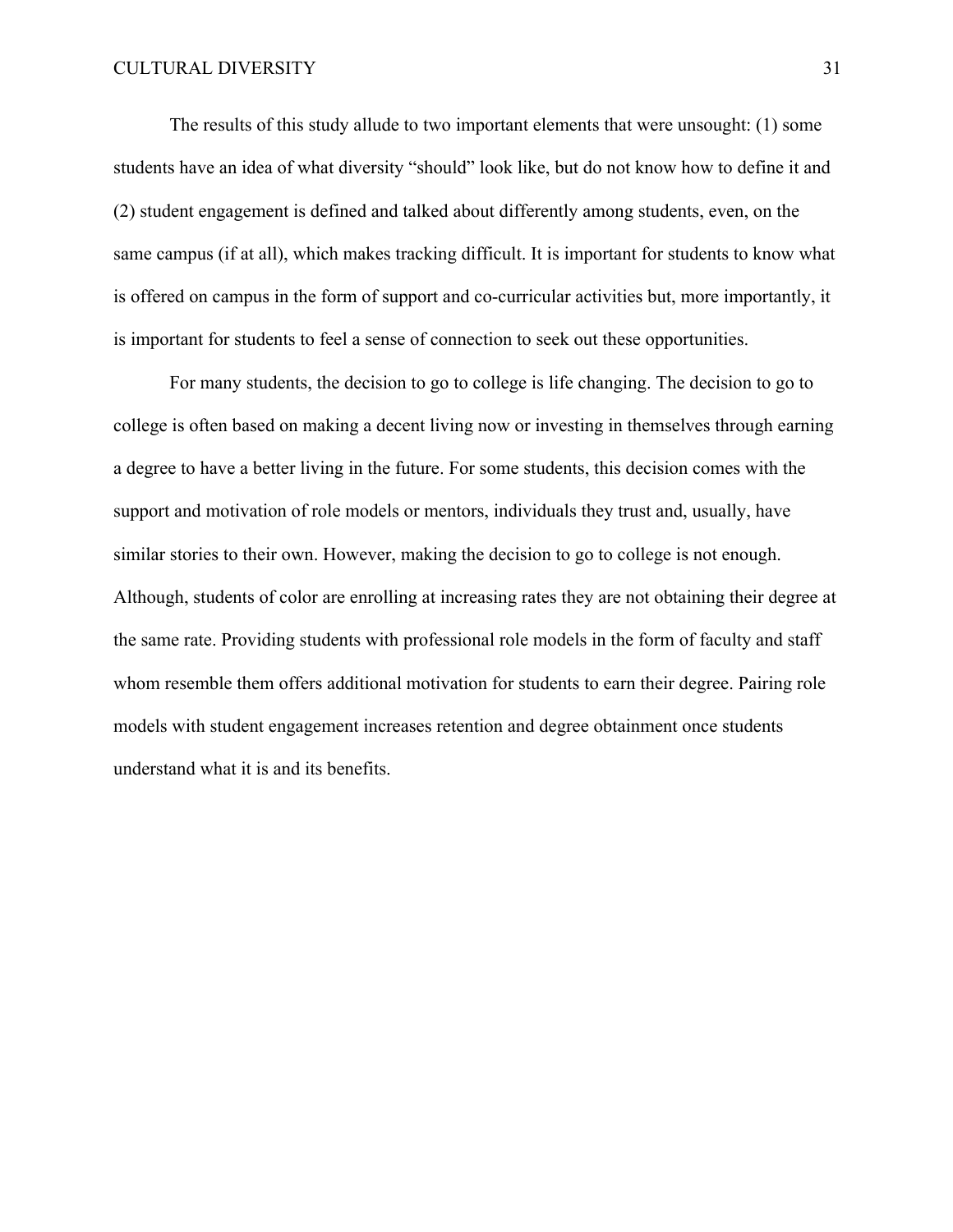The results of this study allude to two important elements that were unsought: (1) some students have an idea of what diversity "should" look like, but do not know how to define it and (2) student engagement is defined and talked about differently among students, even, on the same campus (if at all), which makes tracking difficult. It is important for students to know what is offered on campus in the form of support and co-curricular activities but, more importantly, it is important for students to feel a sense of connection to seek out these opportunities.

For many students, the decision to go to college is life changing. The decision to go to college is often based on making a decent living now or investing in themselves through earning a degree to have a better living in the future. For some students, this decision comes with the support and motivation of role models or mentors, individuals they trust and, usually, have similar stories to their own. However, making the decision to go to college is not enough. Although, students of color are enrolling at increasing rates they are not obtaining their degree at the same rate. Providing students with professional role models in the form of faculty and staff whom resemble them offers additional motivation for students to earn their degree. Pairing role models with student engagement increases retention and degree obtainment once students understand what it is and its benefits.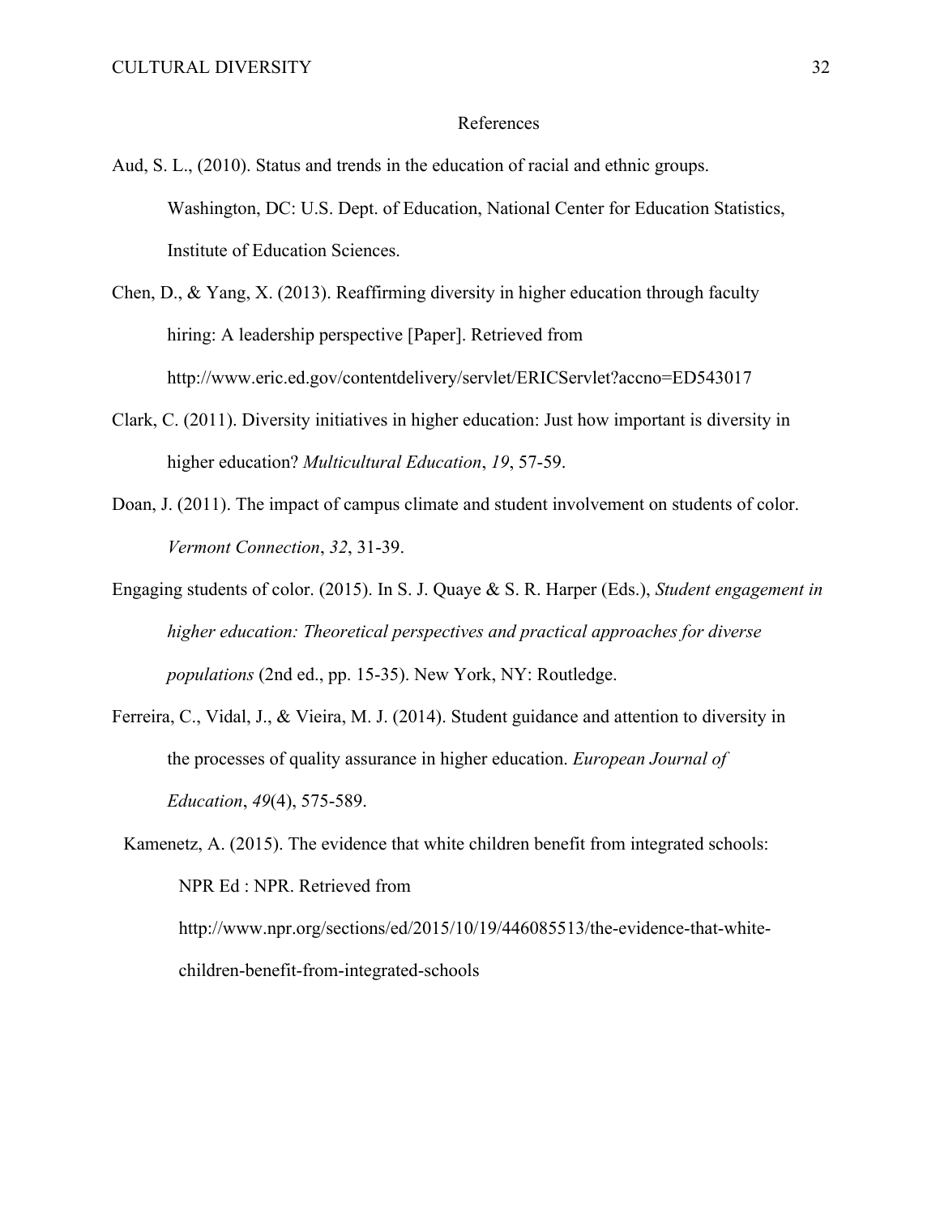# References

Aud, S. L., (2010). Status and trends in the education of racial and ethnic groups. Washington, DC: U.S. Dept. of Education, National Center for Education Statistics, Institute of Education Sciences.

Chen, D., & Yang, X. (2013). Reaffirming diversity in higher education through faculty hiring: A leadership perspective [Paper]. Retrieved from http://www.eric.ed.gov/contentdelivery/servlet/ERICServlet?accno=ED543017

Clark, C. (2011). Diversity initiatives in higher education: Just how important is diversity in higher education? *Multicultural Education*, *19*, 57-59.

Doan, J. (2011). The impact of campus climate and student involvement on students of color. *Vermont Connection*, *32*, 31-39.

Engaging students of color. (2015). In S. J. Quaye & S. R. Harper (Eds.), *Student engagement in higher education: Theoretical perspectives and practical approaches for diverse populations* (2nd ed., pp. 15-35). New York, NY: Routledge.

Ferreira, C., Vidal, J., & Vieira, M. J. (2014). Student guidance and attention to diversity in the processes of quality assurance in higher education. *European Journal of Education*, *49*(4), 575-589.

Kamenetz, A. (2015). The evidence that white children benefit from integrated schools: NPR Ed : NPR. Retrieved from http://www.npr.org/sections/ed/2015/10/19/446085513/the-evidence-that-white-children-benefit-from-integrated-schools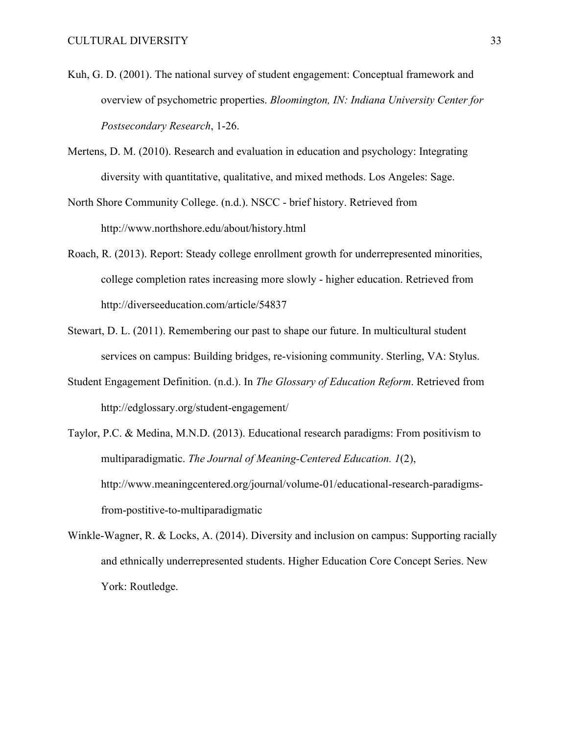Kuh, G. D. (2001). The national survey of student engagement: Conceptual framework and overview of psychometric properties. *Bloomington, IN: Indiana University Center for Postsecondary Research*, 1-26.

Mertens, D. M. (2010). Research and evaluation in education and psychology: Integrating diversity with quantitative, qualitative, and mixed methods. Los Angeles: Sage.

North Shore Community College. (n.d.). NSCC - brief history. Retrieved from http://www.northshore.edu/about/history.html

Roach, R. (2013). Report: Steady college enrollment growth for underrepresented minorities, college completion rates increasing more slowly - higher education. Retrieved from http://diverseeducation.com/article/54837

Stewart, D. L. (2011). Remembering our past to shape our future. In multicultural student services on campus: Building bridges, re-visioning community. Sterling, VA: Stylus.

Student Engagement Definition. (n.d.). In *The Glossary of Education Reform*. Retrieved from http://edglossary.org/student-engagement/

Taylor, P.C. & Medina, M.N.D. (2013). Educational research paradigms: From positivism to multiparadigmatic. *The Journal of Meaning-Centered Education. 1*(2), http://www.meaningcentered.org/journal/volume-01/educational-research-paradigms-from-postitive-to-multiparadigmatic

Winkle-Wagner, R. & Locks, A. (2014). Diversity and inclusion on campus: Supporting racially and ethnically underrepresented students. Higher Education Core Concept Series. New York: Routledge.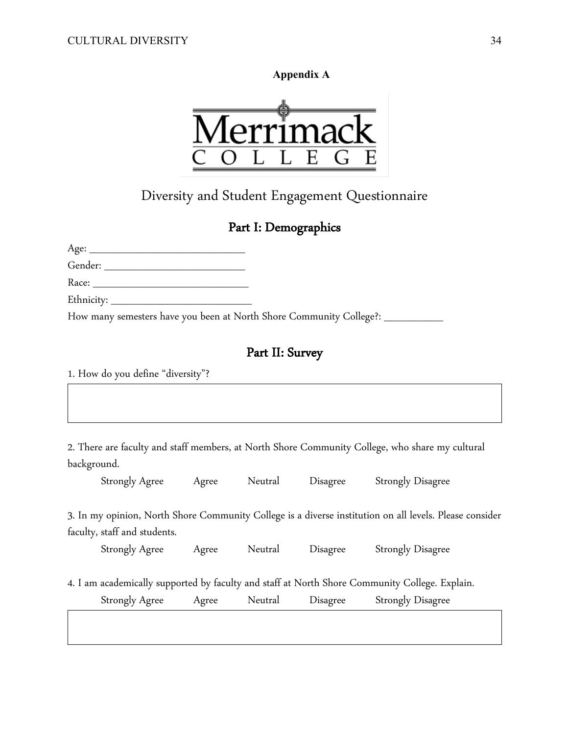## Appendix A

Merrimack College

# Diversity and Student Engagement Questionnaire

## Part I: Demographics

Age: ______________________________

Gender: ___________________________

Race: ______________________________

Ethnicity: ___________________________

How many semesters have you been at North Shore Community College?: ___________

## Part II: Survey

1. How do you define "diversity"?

2. There are faculty and staff members, at North Shore Community College, who share my cultural background.

Strongly Agree    Agree    Neutral    Disagree    Strongly Disagree

3. In my opinion, North Shore Community College is a diverse institution on all levels. Please consider faculty, staff and students.

Strongly Agree    Agree    Neutral    Disagree    Strongly Disagree

4. I am academically supported by faculty and staff at North Shore Community College. Explain.

Strongly Agree    Agree    Neutral    Disagree    Strongly Disagree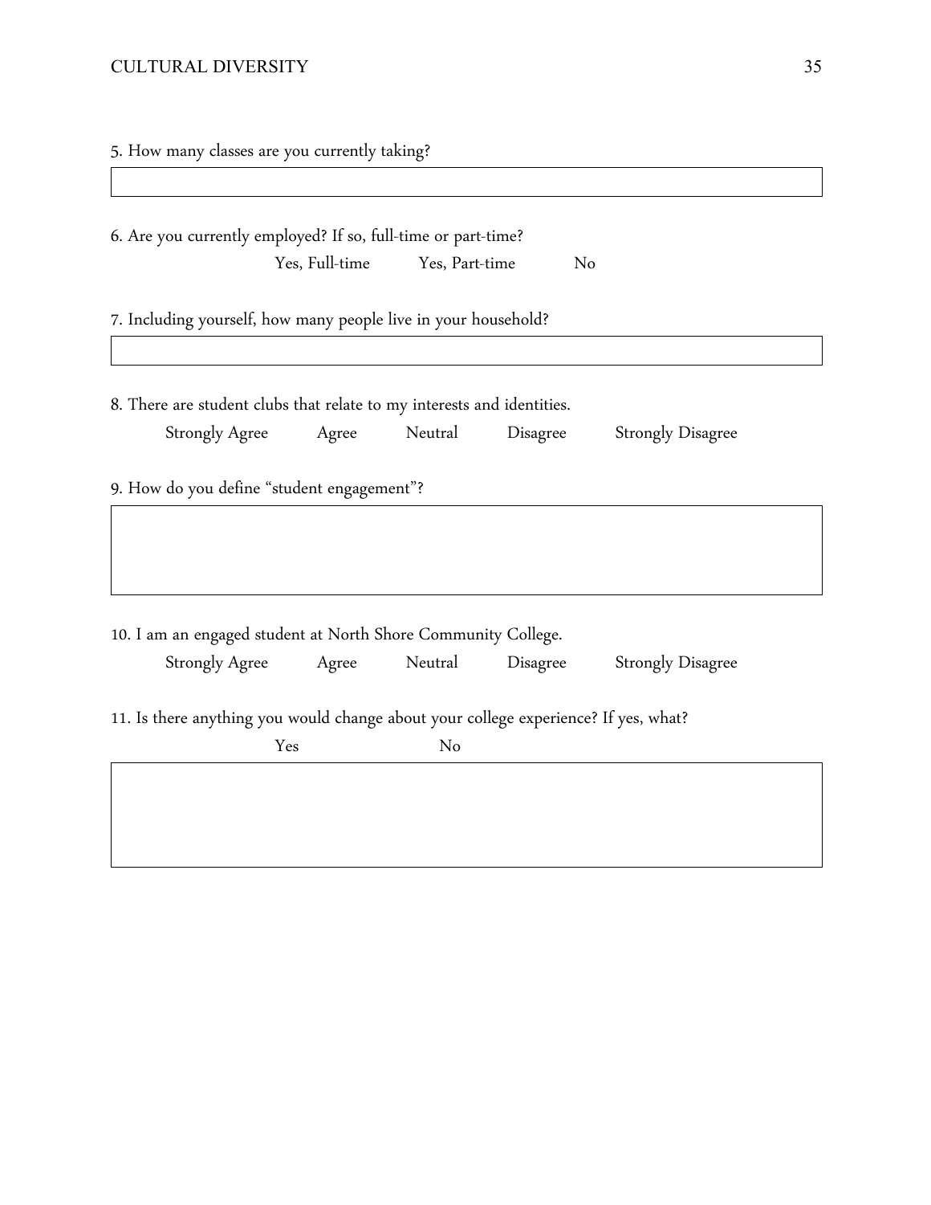5. How many classes are you currently taking?

6. Are you currently employed? If so, full-time or part-time?

Yes, Full-time    Yes, Part-time    No

7. Including yourself, how many people live in your household?

8. There are student clubs that relate to my interests and identities.

Strongly Agree    Agree    Neutral    Disagree    Strongly Disagree

9. How do you define "student engagement"?

10. I am an engaged student at North Shore Community College.

Strongly Agree    Agree    Neutral    Disagree    Strongly Disagree

11. Is there anything you would change about your college experience? If yes, what?

Yes    No